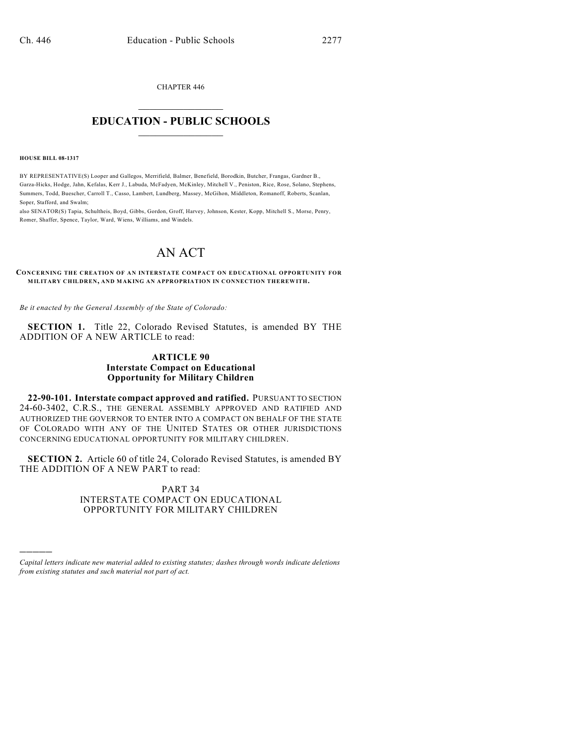CHAPTER 446

# EDUCATION - PUBLIC SCHOOLS

**HOUSE BILL 08-1317**

BY REPRESENTATIVE(S) Looper and Gallegos, Merrifield, Balmer, Benefield, Borodkin, Butcher, Frangas, Gardner B., Garza-Hicks, Hodge, Jahn, Kefalas, Kerr J., Labuda, McFadyen, McKinley, Mitchell V., Peniston, Rice, Rose, Solano, Stephens, Summers, Todd, Buescher, Carroll T., Casso, Lambert, Lundberg, Massey, McGihon, Middleton, Romanoff, Roberts, Scanlan, Soper, Stafford, and Swalm;
also SENATOR(S) Tapia, Schultheis, Boyd, Gibbs, Gordon, Groff, Harvey, Johnson, Kester, Kopp, Mitchell S., Morse, Penry, Romer, Shaffer, Spence, Taylor, Ward, Wiens, Williams, and Windels.

# AN ACT

**CONCERNING THE CREATION OF AN INTERSTATE COMPACT ON EDUCATIONAL OPPORTUNITY FOR MILITARY CHILDREN, AND MAKING AN APPROPRIATION IN CONNECTION THEREWITH.**

*Be it enacted by the General Assembly of the State of Colorado:*

**SECTION 1.** Title 22, Colorado Revised Statutes, is amended BY THE ADDITION OF A NEW ARTICLE to read:

**ARTICLE 90**
**Interstate Compact on Educational Opportunity for Military Children**

**22-90-101. Interstate compact approved and ratified.** PURSUANT TO SECTION 24-60-3402, C.R.S., THE GENERAL ASSEMBLY APPROVED AND RATIFIED AND AUTHORIZED THE GOVERNOR TO ENTER INTO A COMPACT ON BEHALF OF THE STATE OF COLORADO WITH ANY OF THE UNITED STATES OR OTHER JURISDICTIONS CONCERNING EDUCATIONAL OPPORTUNITY FOR MILITARY CHILDREN.

**SECTION 2.** Article 60 of title 24, Colorado Revised Statutes, is amended BY THE ADDITION OF A NEW PART to read:

PART 34
INTERSTATE COMPACT ON EDUCATIONAL OPPORTUNITY FOR MILITARY CHILDREN

*Capital letters indicate new material added to existing statutes; dashes through words indicate deletions from existing statutes and such material not part of act.*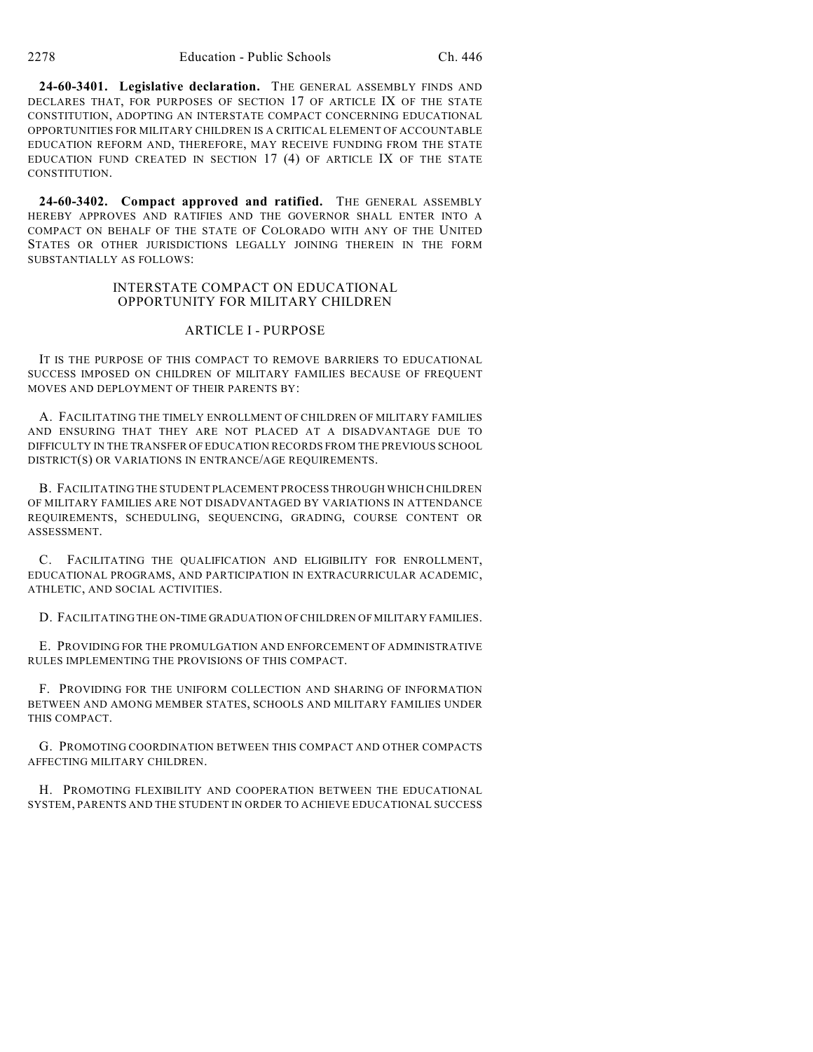**24-60-3401. Legislative declaration.** THE GENERAL ASSEMBLY FINDS AND DECLARES THAT, FOR PURPOSES OF SECTION 17 OF ARTICLE IX OF THE STATE CONSTITUTION, ADOPTING AN INTERSTATE COMPACT CONCERNING EDUCATIONAL OPPORTUNITIES FOR MILITARY CHILDREN IS A CRITICAL ELEMENT OF ACCOUNTABLE EDUCATION REFORM AND, THEREFORE, MAY RECEIVE FUNDING FROM THE STATE EDUCATION FUND CREATED IN SECTION 17 (4) OF ARTICLE IX OF THE STATE CONSTITUTION.

**24-60-3402. Compact approved and ratified.** THE GENERAL ASSEMBLY HEREBY APPROVES AND RATIFIES AND THE GOVERNOR SHALL ENTER INTO A COMPACT ON BEHALF OF THE STATE OF COLORADO WITH ANY OF THE UNITED STATES OR OTHER JURISDICTIONS LEGALLY JOINING THEREIN IN THE FORM SUBSTANTIALLY AS FOLLOWS:

## INTERSTATE COMPACT ON EDUCATIONAL OPPORTUNITY FOR MILITARY CHILDREN

### ARTICLE I - PURPOSE

IT IS THE PURPOSE OF THIS COMPACT TO REMOVE BARRIERS TO EDUCATIONAL SUCCESS IMPOSED ON CHILDREN OF MILITARY FAMILIES BECAUSE OF FREQUENT MOVES AND DEPLOYMENT OF THEIR PARENTS BY:

A. FACILITATING THE TIMELY ENROLLMENT OF CHILDREN OF MILITARY FAMILIES AND ENSURING THAT THEY ARE NOT PLACED AT A DISADVANTAGE DUE TO DIFFICULTY IN THE TRANSFER OF EDUCATION RECORDS FROM THE PREVIOUS SCHOOL DISTRICT(S) OR VARIATIONS IN ENTRANCE/AGE REQUIREMENTS.

B. FACILITATING THE STUDENT PLACEMENT PROCESS THROUGH WHICH CHILDREN OF MILITARY FAMILIES ARE NOT DISADVANTAGED BY VARIATIONS IN ATTENDANCE REQUIREMENTS, SCHEDULING, SEQUENCING, GRADING, COURSE CONTENT OR ASSESSMENT.

C. FACILITATING THE QUALIFICATION AND ELIGIBILITY FOR ENROLLMENT, EDUCATIONAL PROGRAMS, AND PARTICIPATION IN EXTRACURRICULAR ACADEMIC, ATHLETIC, AND SOCIAL ACTIVITIES.

D. FACILITATING THE ON-TIME GRADUATION OF CHILDREN OF MILITARY FAMILIES.

E. PROVIDING FOR THE PROMULGATION AND ENFORCEMENT OF ADMINISTRATIVE RULES IMPLEMENTING THE PROVISIONS OF THIS COMPACT.

F. PROVIDING FOR THE UNIFORM COLLECTION AND SHARING OF INFORMATION BETWEEN AND AMONG MEMBER STATES, SCHOOLS AND MILITARY FAMILIES UNDER THIS COMPACT.

G. PROMOTING COORDINATION BETWEEN THIS COMPACT AND OTHER COMPACTS AFFECTING MILITARY CHILDREN.

H. PROMOTING FLEXIBILITY AND COOPERATION BETWEEN THE EDUCATIONAL SYSTEM, PARENTS AND THE STUDENT IN ORDER TO ACHIEVE EDUCATIONAL SUCCESS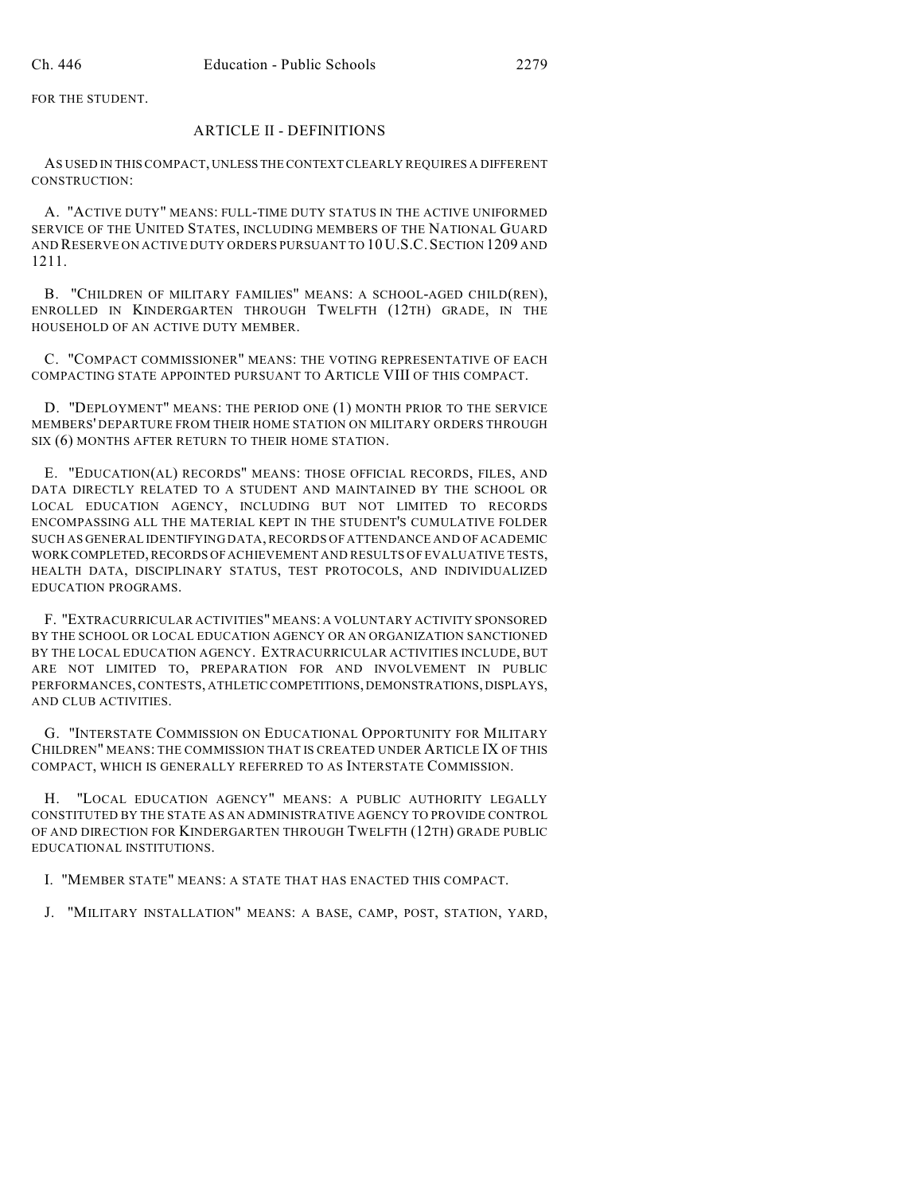FOR THE STUDENT.

## ARTICLE II - DEFINITIONS

AS USED IN THIS COMPACT, UNLESS THE CONTEXT CLEARLY REQUIRES A DIFFERENT CONSTRUCTION:

A. "ACTIVE DUTY" MEANS: FULL-TIME DUTY STATUS IN THE ACTIVE UNIFORMED SERVICE OF THE UNITED STATES, INCLUDING MEMBERS OF THE NATIONAL GUARD AND RESERVE ON ACTIVE DUTY ORDERS PURSUANT TO 10 U.S.C. SECTION 1209 AND 1211.

B. "CHILDREN OF MILITARY FAMILIES" MEANS: A SCHOOL-AGED CHILD(REN), ENROLLED IN KINDERGARTEN THROUGH TWELFTH (12TH) GRADE, IN THE HOUSEHOLD OF AN ACTIVE DUTY MEMBER.

C. "COMPACT COMMISSIONER" MEANS: THE VOTING REPRESENTATIVE OF EACH COMPACTING STATE APPOINTED PURSUANT TO ARTICLE VIII OF THIS COMPACT.

D. "DEPLOYMENT" MEANS: THE PERIOD ONE (1) MONTH PRIOR TO THE SERVICE MEMBERS' DEPARTURE FROM THEIR HOME STATION ON MILITARY ORDERS THROUGH SIX (6) MONTHS AFTER RETURN TO THEIR HOME STATION.

E. "EDUCATION(AL) RECORDS" MEANS: THOSE OFFICIAL RECORDS, FILES, AND DATA DIRECTLY RELATED TO A STUDENT AND MAINTAINED BY THE SCHOOL OR LOCAL EDUCATION AGENCY, INCLUDING BUT NOT LIMITED TO RECORDS ENCOMPASSING ALL THE MATERIAL KEPT IN THE STUDENT'S CUMULATIVE FOLDER SUCH AS GENERAL IDENTIFYING DATA, RECORDS OF ATTENDANCE AND OF ACADEMIC WORK COMPLETED, RECORDS OF ACHIEVEMENT AND RESULTS OF EVALUATIVE TESTS, HEALTH DATA, DISCIPLINARY STATUS, TEST PROTOCOLS, AND INDIVIDUALIZED EDUCATION PROGRAMS.

F. "EXTRACURRICULAR ACTIVITIES" MEANS: A VOLUNTARY ACTIVITY SPONSORED BY THE SCHOOL OR LOCAL EDUCATION AGENCY OR AN ORGANIZATION SANCTIONED BY THE LOCAL EDUCATION AGENCY. EXTRACURRICULAR ACTIVITIES INCLUDE, BUT ARE NOT LIMITED TO, PREPARATION FOR AND INVOLVEMENT IN PUBLIC PERFORMANCES, CONTESTS, ATHLETIC COMPETITIONS, DEMONSTRATIONS, DISPLAYS, AND CLUB ACTIVITIES.

G. "INTERSTATE COMMISSION ON EDUCATIONAL OPPORTUNITY FOR MILITARY CHILDREN" MEANS: THE COMMISSION THAT IS CREATED UNDER ARTICLE IX OF THIS COMPACT, WHICH IS GENERALLY REFERRED TO AS INTERSTATE COMMISSION.

H. "LOCAL EDUCATION AGENCY" MEANS: A PUBLIC AUTHORITY LEGALLY CONSTITUTED BY THE STATE AS AN ADMINISTRATIVE AGENCY TO PROVIDE CONTROL OF AND DIRECTION FOR KINDERGARTEN THROUGH TWELFTH (12TH) GRADE PUBLIC EDUCATIONAL INSTITUTIONS.

I. "MEMBER STATE" MEANS: A STATE THAT HAS ENACTED THIS COMPACT.

J. "MILITARY INSTALLATION" MEANS: A BASE, CAMP, POST, STATION, YARD,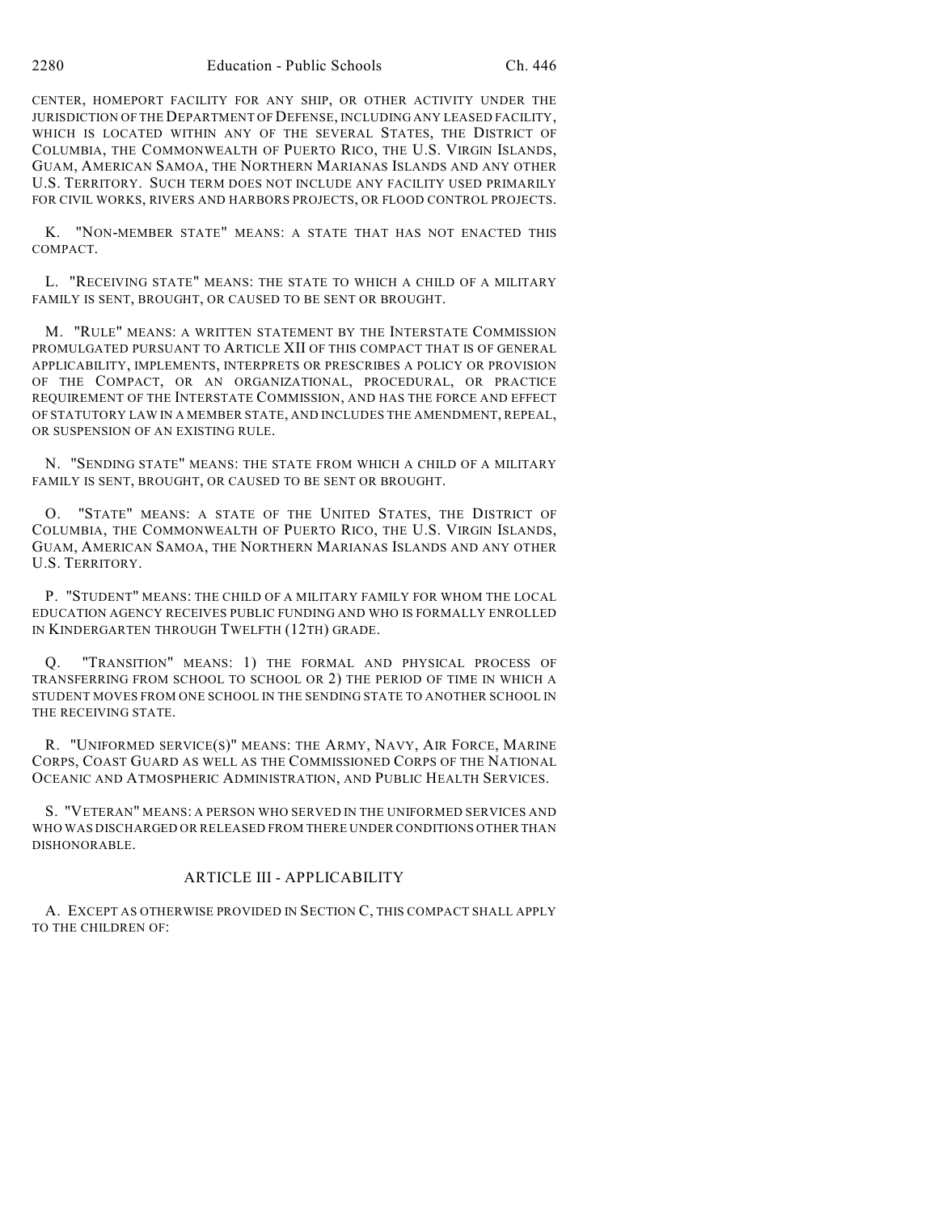CENTER, HOMEPORT FACILITY FOR ANY SHIP, OR OTHER ACTIVITY UNDER THE JURISDICTION OF THE DEPARTMENT OF DEFENSE, INCLUDING ANY LEASED FACILITY, WHICH IS LOCATED WITHIN ANY OF THE SEVERAL STATES, THE DISTRICT OF COLUMBIA, THE COMMONWEALTH OF PUERTO RICO, THE U.S. VIRGIN ISLANDS, GUAM, AMERICAN SAMOA, THE NORTHERN MARIANAS ISLANDS AND ANY OTHER U.S. TERRITORY. SUCH TERM DOES NOT INCLUDE ANY FACILITY USED PRIMARILY FOR CIVIL WORKS, RIVERS AND HARBORS PROJECTS, OR FLOOD CONTROL PROJECTS.

K. "NON-MEMBER STATE" MEANS: A STATE THAT HAS NOT ENACTED THIS COMPACT.

L. "RECEIVING STATE" MEANS: THE STATE TO WHICH A CHILD OF A MILITARY FAMILY IS SENT, BROUGHT, OR CAUSED TO BE SENT OR BROUGHT.

M. "RULE" MEANS: A WRITTEN STATEMENT BY THE INTERSTATE COMMISSION PROMULGATED PURSUANT TO ARTICLE XII OF THIS COMPACT THAT IS OF GENERAL APPLICABILITY, IMPLEMENTS, INTERPRETS OR PRESCRIBES A POLICY OR PROVISION OF THE COMPACT, OR AN ORGANIZATIONAL, PROCEDURAL, OR PRACTICE REQUIREMENT OF THE INTERSTATE COMMISSION, AND HAS THE FORCE AND EFFECT OF STATUTORY LAW IN A MEMBER STATE, AND INCLUDES THE AMENDMENT, REPEAL, OR SUSPENSION OF AN EXISTING RULE.

N. "SENDING STATE" MEANS: THE STATE FROM WHICH A CHILD OF A MILITARY FAMILY IS SENT, BROUGHT, OR CAUSED TO BE SENT OR BROUGHT.

O. "STATE" MEANS: A STATE OF THE UNITED STATES, THE DISTRICT OF COLUMBIA, THE COMMONWEALTH OF PUERTO RICO, THE U.S. VIRGIN ISLANDS, GUAM, AMERICAN SAMOA, THE NORTHERN MARIANAS ISLANDS AND ANY OTHER U.S. TERRITORY.

P. "STUDENT" MEANS: THE CHILD OF A MILITARY FAMILY FOR WHOM THE LOCAL EDUCATION AGENCY RECEIVES PUBLIC FUNDING AND WHO IS FORMALLY ENROLLED IN KINDERGARTEN THROUGH TWELFTH (12TH) GRADE.

Q. "TRANSITION" MEANS: 1) THE FORMAL AND PHYSICAL PROCESS OF TRANSFERRING FROM SCHOOL TO SCHOOL OR 2) THE PERIOD OF TIME IN WHICH A STUDENT MOVES FROM ONE SCHOOL IN THE SENDING STATE TO ANOTHER SCHOOL IN THE RECEIVING STATE.

R. "UNIFORMED SERVICE(S)" MEANS: THE ARMY, NAVY, AIR FORCE, MARINE CORPS, COAST GUARD AS WELL AS THE COMMISSIONED CORPS OF THE NATIONAL OCEANIC AND ATMOSPHERIC ADMINISTRATION, AND PUBLIC HEALTH SERVICES.

S. "VETERAN" MEANS: A PERSON WHO SERVED IN THE UNIFORMED SERVICES AND WHO WAS DISCHARGED OR RELEASED FROM THERE UNDER CONDITIONS OTHER THAN DISHONORABLE.

## ARTICLE III - APPLICABILITY

A. EXCEPT AS OTHERWISE PROVIDED IN SECTION C, THIS COMPACT SHALL APPLY TO THE CHILDREN OF: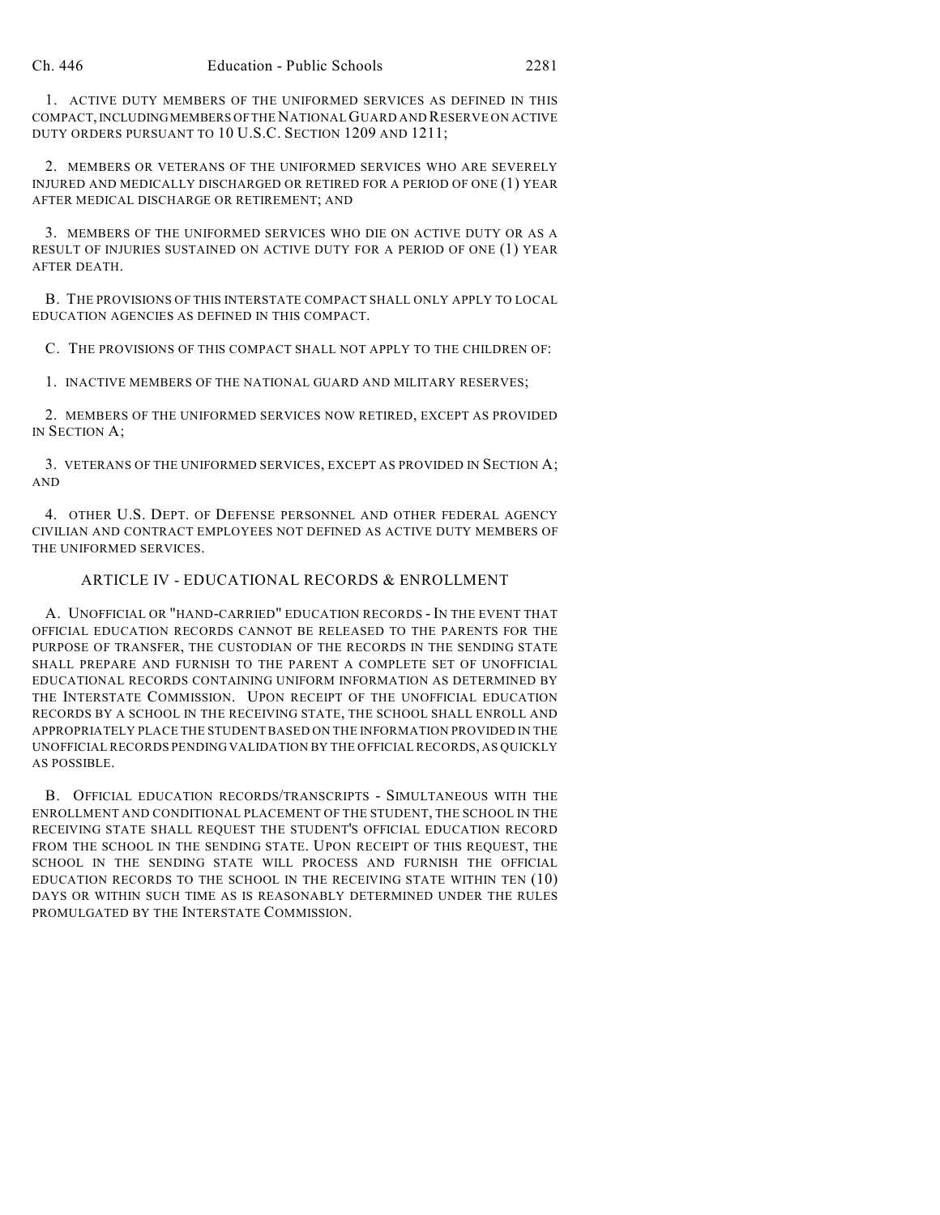1. ACTIVE DUTY MEMBERS OF THE UNIFORMED SERVICES AS DEFINED IN THIS COMPACT, INCLUDING MEMBERS OF THE NATIONAL GUARD AND RESERVE ON ACTIVE DUTY ORDERS PURSUANT TO 10 U.S.C. SECTION 1209 AND 1211;

2. MEMBERS OR VETERANS OF THE UNIFORMED SERVICES WHO ARE SEVERELY INJURED AND MEDICALLY DISCHARGED OR RETIRED FOR A PERIOD OF ONE (1) YEAR AFTER MEDICAL DISCHARGE OR RETIREMENT; AND

3. MEMBERS OF THE UNIFORMED SERVICES WHO DIE ON ACTIVE DUTY OR AS A RESULT OF INJURIES SUSTAINED ON ACTIVE DUTY FOR A PERIOD OF ONE (1) YEAR AFTER DEATH.

B. THE PROVISIONS OF THIS INTERSTATE COMPACT SHALL ONLY APPLY TO LOCAL EDUCATION AGENCIES AS DEFINED IN THIS COMPACT.

C. THE PROVISIONS OF THIS COMPACT SHALL NOT APPLY TO THE CHILDREN OF:

1. INACTIVE MEMBERS OF THE NATIONAL GUARD AND MILITARY RESERVES;

2. MEMBERS OF THE UNIFORMED SERVICES NOW RETIRED, EXCEPT AS PROVIDED IN SECTION A;

3. VETERANS OF THE UNIFORMED SERVICES, EXCEPT AS PROVIDED IN SECTION A; AND

4. OTHER U.S. DEPT. OF DEFENSE PERSONNEL AND OTHER FEDERAL AGENCY CIVILIAN AND CONTRACT EMPLOYEES NOT DEFINED AS ACTIVE DUTY MEMBERS OF THE UNIFORMED SERVICES.

## ARTICLE IV - EDUCATIONAL RECORDS & ENROLLMENT

A. UNOFFICIAL OR "HAND-CARRIED" EDUCATION RECORDS - IN THE EVENT THAT OFFICIAL EDUCATION RECORDS CANNOT BE RELEASED TO THE PARENTS FOR THE PURPOSE OF TRANSFER, THE CUSTODIAN OF THE RECORDS IN THE SENDING STATE SHALL PREPARE AND FURNISH TO THE PARENT A COMPLETE SET OF UNOFFICIAL EDUCATIONAL RECORDS CONTAINING UNIFORM INFORMATION AS DETERMINED BY THE INTERSTATE COMMISSION. UPON RECEIPT OF THE UNOFFICIAL EDUCATION RECORDS BY A SCHOOL IN THE RECEIVING STATE, THE SCHOOL SHALL ENROLL AND APPROPRIATELY PLACE THE STUDENT BASED ON THE INFORMATION PROVIDED IN THE UNOFFICIAL RECORDS PENDING VALIDATION BY THE OFFICIAL RECORDS, AS QUICKLY AS POSSIBLE.

B. OFFICIAL EDUCATION RECORDS/TRANSCRIPTS - SIMULTANEOUS WITH THE ENROLLMENT AND CONDITIONAL PLACEMENT OF THE STUDENT, THE SCHOOL IN THE RECEIVING STATE SHALL REQUEST THE STUDENT'S OFFICIAL EDUCATION RECORD FROM THE SCHOOL IN THE SENDING STATE. UPON RECEIPT OF THIS REQUEST, THE SCHOOL IN THE SENDING STATE WILL PROCESS AND FURNISH THE OFFICIAL EDUCATION RECORDS TO THE SCHOOL IN THE RECEIVING STATE WITHIN TEN (10) DAYS OR WITHIN SUCH TIME AS IS REASONABLY DETERMINED UNDER THE RULES PROMULGATED BY THE INTERSTATE COMMISSION.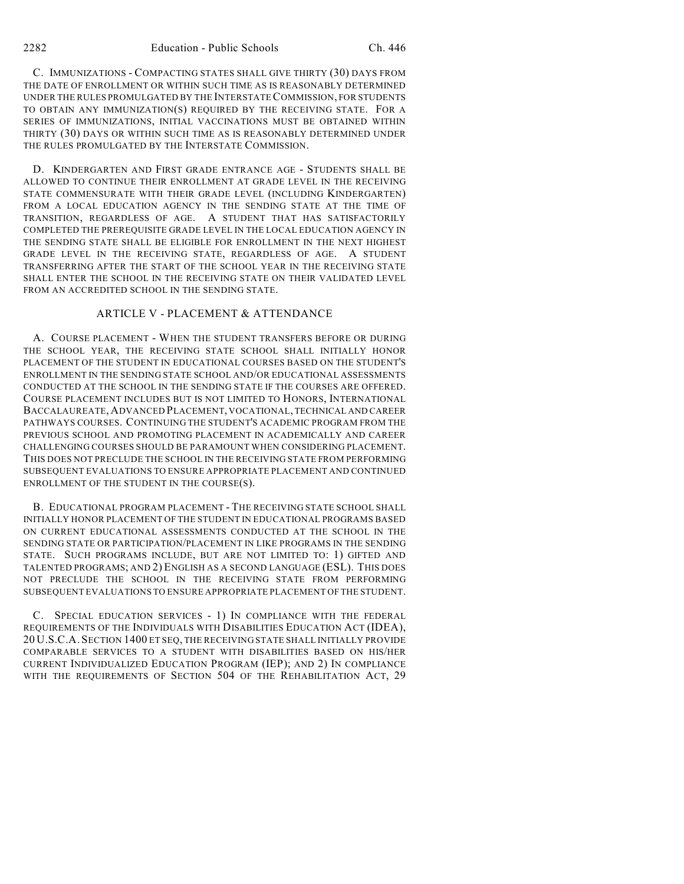C. IMMUNIZATIONS - COMPACTING STATES SHALL GIVE THIRTY (30) DAYS FROM THE DATE OF ENROLLMENT OR WITHIN SUCH TIME AS IS REASONABLY DETERMINED UNDER THE RULES PROMULGATED BY THE INTERSTATE COMMISSION, FOR STUDENTS TO OBTAIN ANY IMMUNIZATION(S) REQUIRED BY THE RECEIVING STATE. FOR A SERIES OF IMMUNIZATIONS, INITIAL VACCINATIONS MUST BE OBTAINED WITHIN THIRTY (30) DAYS OR WITHIN SUCH TIME AS IS REASONABLY DETERMINED UNDER THE RULES PROMULGATED BY THE INTERSTATE COMMISSION.

D. KINDERGARTEN AND FIRST GRADE ENTRANCE AGE - STUDENTS SHALL BE ALLOWED TO CONTINUE THEIR ENROLLMENT AT GRADE LEVEL IN THE RECEIVING STATE COMMENSURATE WITH THEIR GRADE LEVEL (INCLUDING KINDERGARTEN) FROM A LOCAL EDUCATION AGENCY IN THE SENDING STATE AT THE TIME OF TRANSITION, REGARDLESS OF AGE. A STUDENT THAT HAS SATISFACTORILY COMPLETED THE PREREQUISITE GRADE LEVEL IN THE LOCAL EDUCATION AGENCY IN THE SENDING STATE SHALL BE ELIGIBLE FOR ENROLLMENT IN THE NEXT HIGHEST GRADE LEVEL IN THE RECEIVING STATE, REGARDLESS OF AGE. A STUDENT TRANSFERRING AFTER THE START OF THE SCHOOL YEAR IN THE RECEIVING STATE SHALL ENTER THE SCHOOL IN THE RECEIVING STATE ON THEIR VALIDATED LEVEL FROM AN ACCREDITED SCHOOL IN THE SENDING STATE.

## ARTICLE V - PLACEMENT & ATTENDANCE

A. COURSE PLACEMENT - WHEN THE STUDENT TRANSFERS BEFORE OR DURING THE SCHOOL YEAR, THE RECEIVING STATE SCHOOL SHALL INITIALLY HONOR PLACEMENT OF THE STUDENT IN EDUCATIONAL COURSES BASED ON THE STUDENT'S ENROLLMENT IN THE SENDING STATE SCHOOL AND/OR EDUCATIONAL ASSESSMENTS CONDUCTED AT THE SCHOOL IN THE SENDING STATE IF THE COURSES ARE OFFERED. COURSE PLACEMENT INCLUDES BUT IS NOT LIMITED TO HONORS, INTERNATIONAL BACCALAUREATE, ADVANCED PLACEMENT, VOCATIONAL, TECHNICAL AND CAREER PATHWAYS COURSES. CONTINUING THE STUDENT'S ACADEMIC PROGRAM FROM THE PREVIOUS SCHOOL AND PROMOTING PLACEMENT IN ACADEMICALLY AND CAREER CHALLENGING COURSES SHOULD BE PARAMOUNT WHEN CONSIDERING PLACEMENT. THIS DOES NOT PRECLUDE THE SCHOOL IN THE RECEIVING STATE FROM PERFORMING SUBSEQUENT EVALUATIONS TO ENSURE APPROPRIATE PLACEMENT AND CONTINUED ENROLLMENT OF THE STUDENT IN THE COURSE(S).

B. EDUCATIONAL PROGRAM PLACEMENT - THE RECEIVING STATE SCHOOL SHALL INITIALLY HONOR PLACEMENT OF THE STUDENT IN EDUCATIONAL PROGRAMS BASED ON CURRENT EDUCATIONAL ASSESSMENTS CONDUCTED AT THE SCHOOL IN THE SENDING STATE OR PARTICIPATION/PLACEMENT IN LIKE PROGRAMS IN THE SENDING STATE. SUCH PROGRAMS INCLUDE, BUT ARE NOT LIMITED TO: 1) GIFTED AND TALENTED PROGRAMS; AND 2) ENGLISH AS A SECOND LANGUAGE (ESL). THIS DOES NOT PRECLUDE THE SCHOOL IN THE RECEIVING STATE FROM PERFORMING SUBSEQUENT EVALUATIONS TO ENSURE APPROPRIATE PLACEMENT OF THE STUDENT.

C. SPECIAL EDUCATION SERVICES - 1) IN COMPLIANCE WITH THE FEDERAL REQUIREMENTS OF THE INDIVIDUALS WITH DISABILITIES EDUCATION ACT (IDEA), 20 U.S.C.A. SECTION 1400 ET SEQ, THE RECEIVING STATE SHALL INITIALLY PROVIDE COMPARABLE SERVICES TO A STUDENT WITH DISABILITIES BASED ON HIS/HER CURRENT INDIVIDUALIZED EDUCATION PROGRAM (IEP); AND 2) IN COMPLIANCE WITH THE REQUIREMENTS OF SECTION 504 OF THE REHABILITATION ACT, 29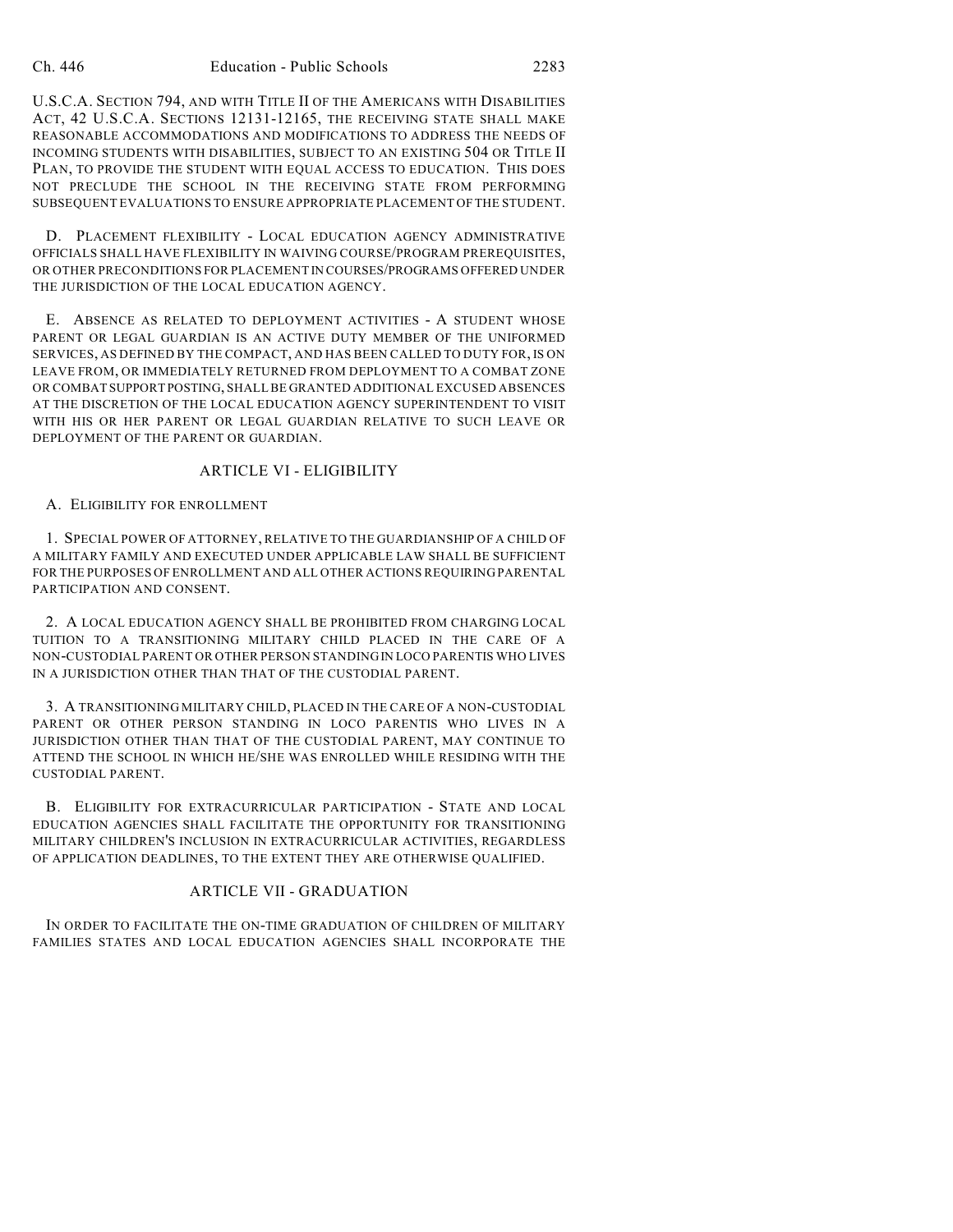U.S.C.A. SECTION 794, AND WITH TITLE II OF THE AMERICANS WITH DISABILITIES ACT, 42 U.S.C.A. SECTIONS 12131-12165, THE RECEIVING STATE SHALL MAKE REASONABLE ACCOMMODATIONS AND MODIFICATIONS TO ADDRESS THE NEEDS OF INCOMING STUDENTS WITH DISABILITIES, SUBJECT TO AN EXISTING 504 OR TITLE II PLAN, TO PROVIDE THE STUDENT WITH EQUAL ACCESS TO EDUCATION. THIS DOES NOT PRECLUDE THE SCHOOL IN THE RECEIVING STATE FROM PERFORMING SUBSEQUENT EVALUATIONS TO ENSURE APPROPRIATE PLACEMENT OF THE STUDENT.

D. PLACEMENT FLEXIBILITY - LOCAL EDUCATION AGENCY ADMINISTRATIVE OFFICIALS SHALL HAVE FLEXIBILITY IN WAIVING COURSE/PROGRAM PREREQUISITES, OR OTHER PRECONDITIONS FOR PLACEMENT IN COURSES/PROGRAMS OFFERED UNDER THE JURISDICTION OF THE LOCAL EDUCATION AGENCY.

E. ABSENCE AS RELATED TO DEPLOYMENT ACTIVITIES - A STUDENT WHOSE PARENT OR LEGAL GUARDIAN IS AN ACTIVE DUTY MEMBER OF THE UNIFORMED SERVICES, AS DEFINED BY THE COMPACT, AND HAS BEEN CALLED TO DUTY FOR, IS ON LEAVE FROM, OR IMMEDIATELY RETURNED FROM DEPLOYMENT TO A COMBAT ZONE OR COMBAT SUPPORT POSTING, SHALL BE GRANTED ADDITIONAL EXCUSED ABSENCES AT THE DISCRETION OF THE LOCAL EDUCATION AGENCY SUPERINTENDENT TO VISIT WITH HIS OR HER PARENT OR LEGAL GUARDIAN RELATIVE TO SUCH LEAVE OR DEPLOYMENT OF THE PARENT OR GUARDIAN.

## ARTICLE VI - ELIGIBILITY

A. ELIGIBILITY FOR ENROLLMENT

1. SPECIAL POWER OF ATTORNEY, RELATIVE TO THE GUARDIANSHIP OF A CHILD OF A MILITARY FAMILY AND EXECUTED UNDER APPLICABLE LAW SHALL BE SUFFICIENT FOR THE PURPOSES OF ENROLLMENT AND ALL OTHER ACTIONS REQUIRING PARENTAL PARTICIPATION AND CONSENT.

2. A LOCAL EDUCATION AGENCY SHALL BE PROHIBITED FROM CHARGING LOCAL TUITION TO A TRANSITIONING MILITARY CHILD PLACED IN THE CARE OF A NON-CUSTODIAL PARENT OR OTHER PERSON STANDING IN LOCO PARENTIS WHO LIVES IN A JURISDICTION OTHER THAN THAT OF THE CUSTODIAL PARENT.

3. A TRANSITIONING MILITARY CHILD, PLACED IN THE CARE OF A NON-CUSTODIAL PARENT OR OTHER PERSON STANDING IN LOCO PARENTIS WHO LIVES IN A JURISDICTION OTHER THAN THAT OF THE CUSTODIAL PARENT, MAY CONTINUE TO ATTEND THE SCHOOL IN WHICH HE/SHE WAS ENROLLED WHILE RESIDING WITH THE CUSTODIAL PARENT.

B. ELIGIBILITY FOR EXTRACURRICULAR PARTICIPATION - STATE AND LOCAL EDUCATION AGENCIES SHALL FACILITATE THE OPPORTUNITY FOR TRANSITIONING MILITARY CHILDREN'S INCLUSION IN EXTRACURRICULAR ACTIVITIES, REGARDLESS OF APPLICATION DEADLINES, TO THE EXTENT THEY ARE OTHERWISE QUALIFIED.

## ARTICLE VII - GRADUATION

IN ORDER TO FACILITATE THE ON-TIME GRADUATION OF CHILDREN OF MILITARY FAMILIES STATES AND LOCAL EDUCATION AGENCIES SHALL INCORPORATE THE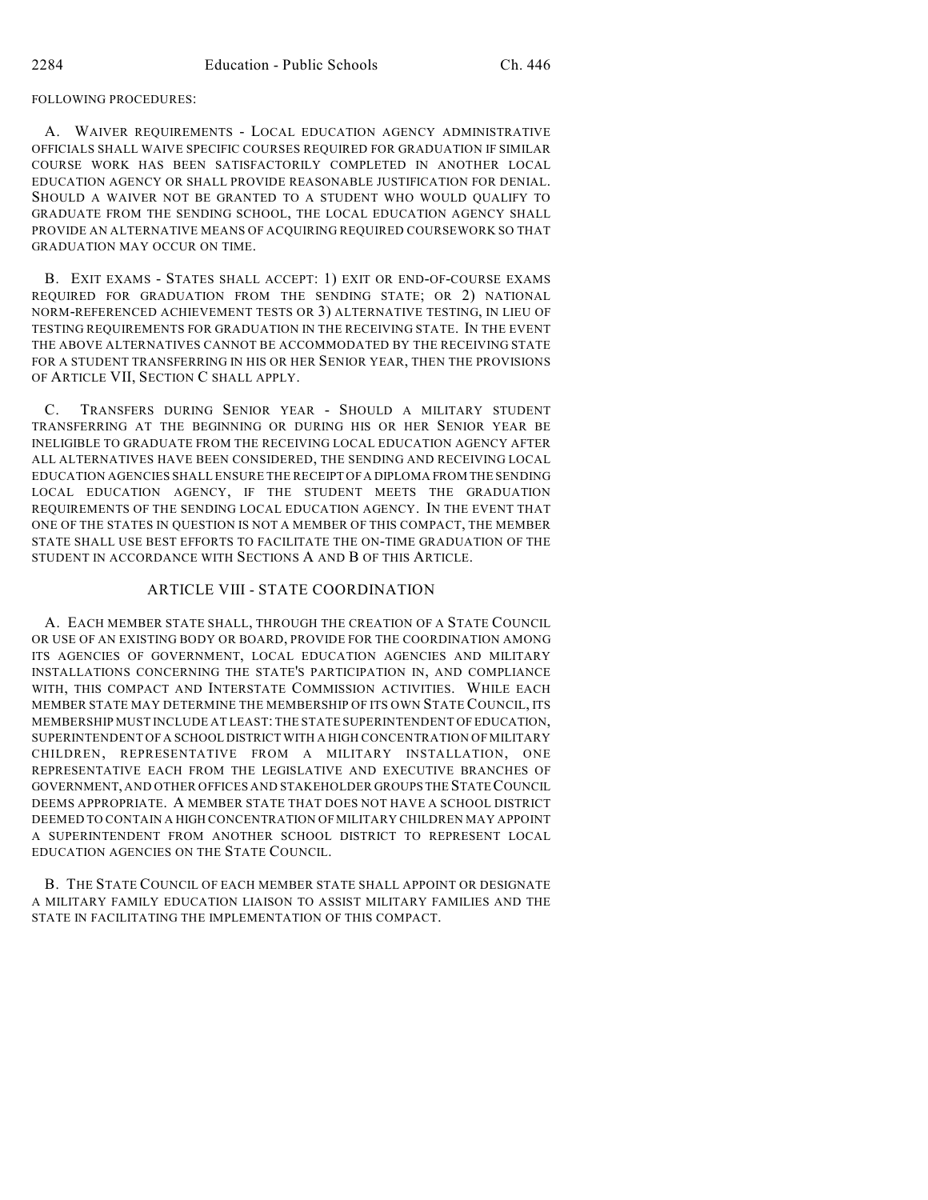FOLLOWING PROCEDURES:

A. WAIVER REQUIREMENTS - LOCAL EDUCATION AGENCY ADMINISTRATIVE OFFICIALS SHALL WAIVE SPECIFIC COURSES REQUIRED FOR GRADUATION IF SIMILAR COURSE WORK HAS BEEN SATISFACTORILY COMPLETED IN ANOTHER LOCAL EDUCATION AGENCY OR SHALL PROVIDE REASONABLE JUSTIFICATION FOR DENIAL. SHOULD A WAIVER NOT BE GRANTED TO A STUDENT WHO WOULD QUALIFY TO GRADUATE FROM THE SENDING SCHOOL, THE LOCAL EDUCATION AGENCY SHALL PROVIDE AN ALTERNATIVE MEANS OF ACQUIRING REQUIRED COURSEWORK SO THAT GRADUATION MAY OCCUR ON TIME.

B. EXIT EXAMS - STATES SHALL ACCEPT: 1) EXIT OR END-OF-COURSE EXAMS REQUIRED FOR GRADUATION FROM THE SENDING STATE; OR 2) NATIONAL NORM-REFERENCED ACHIEVEMENT TESTS OR 3) ALTERNATIVE TESTING, IN LIEU OF TESTING REQUIREMENTS FOR GRADUATION IN THE RECEIVING STATE. IN THE EVENT THE ABOVE ALTERNATIVES CANNOT BE ACCOMMODATED BY THE RECEIVING STATE FOR A STUDENT TRANSFERRING IN HIS OR HER SENIOR YEAR, THEN THE PROVISIONS OF ARTICLE VII, SECTION C SHALL APPLY.

C. TRANSFERS DURING SENIOR YEAR - SHOULD A MILITARY STUDENT TRANSFERRING AT THE BEGINNING OR DURING HIS OR HER SENIOR YEAR BE INELIGIBLE TO GRADUATE FROM THE RECEIVING LOCAL EDUCATION AGENCY AFTER ALL ALTERNATIVES HAVE BEEN CONSIDERED, THE SENDING AND RECEIVING LOCAL EDUCATION AGENCIES SHALL ENSURE THE RECEIPT OF A DIPLOMA FROM THE SENDING LOCAL EDUCATION AGENCY, IF THE STUDENT MEETS THE GRADUATION REQUIREMENTS OF THE SENDING LOCAL EDUCATION AGENCY. IN THE EVENT THAT ONE OF THE STATES IN QUESTION IS NOT A MEMBER OF THIS COMPACT, THE MEMBER STATE SHALL USE BEST EFFORTS TO FACILITATE THE ON-TIME GRADUATION OF THE STUDENT IN ACCORDANCE WITH SECTIONS A AND B OF THIS ARTICLE.

## ARTICLE VIII - STATE COORDINATION

A. EACH MEMBER STATE SHALL, THROUGH THE CREATION OF A STATE COUNCIL OR USE OF AN EXISTING BODY OR BOARD, PROVIDE FOR THE COORDINATION AMONG ITS AGENCIES OF GOVERNMENT, LOCAL EDUCATION AGENCIES AND MILITARY INSTALLATIONS CONCERNING THE STATE'S PARTICIPATION IN, AND COMPLIANCE WITH, THIS COMPACT AND INTERSTATE COMMISSION ACTIVITIES. WHILE EACH MEMBER STATE MAY DETERMINE THE MEMBERSHIP OF ITS OWN STATE COUNCIL, ITS MEMBERSHIP MUST INCLUDE AT LEAST: THE STATE SUPERINTENDENT OF EDUCATION, SUPERINTENDENT OF A SCHOOL DISTRICT WITH A HIGH CONCENTRATION OF MILITARY CHILDREN, REPRESENTATIVE FROM A MILITARY INSTALLATION, ONE REPRESENTATIVE EACH FROM THE LEGISLATIVE AND EXECUTIVE BRANCHES OF GOVERNMENT, AND OTHER OFFICES AND STAKEHOLDER GROUPS THE STATE COUNCIL DEEMS APPROPRIATE. A MEMBER STATE THAT DOES NOT HAVE A SCHOOL DISTRICT DEEMED TO CONTAIN A HIGH CONCENTRATION OF MILITARY CHILDREN MAY APPOINT A SUPERINTENDENT FROM ANOTHER SCHOOL DISTRICT TO REPRESENT LOCAL EDUCATION AGENCIES ON THE STATE COUNCIL.

B. THE STATE COUNCIL OF EACH MEMBER STATE SHALL APPOINT OR DESIGNATE A MILITARY FAMILY EDUCATION LIAISON TO ASSIST MILITARY FAMILIES AND THE STATE IN FACILITATING THE IMPLEMENTATION OF THIS COMPACT.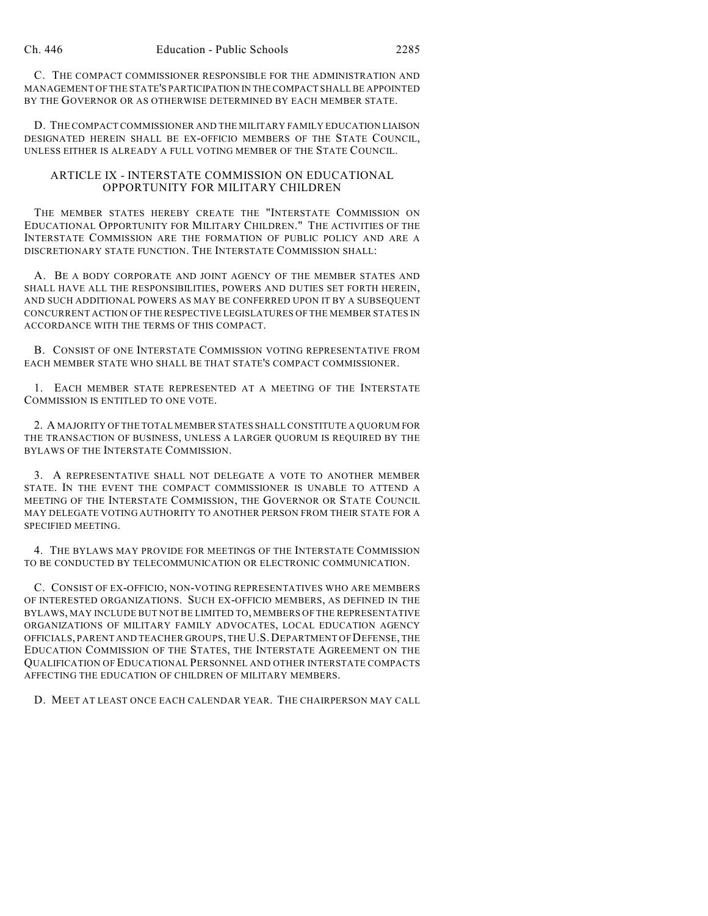C. THE COMPACT COMMISSIONER RESPONSIBLE FOR THE ADMINISTRATION AND MANAGEMENT OF THE STATE'S PARTICIPATION IN THE COMPACT SHALL BE APPOINTED BY THE GOVERNOR OR AS OTHERWISE DETERMINED BY EACH MEMBER STATE.

D. THE COMPACT COMMISSIONER AND THE MILITARY FAMILY EDUCATION LIAISON DESIGNATED HEREIN SHALL BE EX-OFFICIO MEMBERS OF THE STATE COUNCIL, UNLESS EITHER IS ALREADY A FULL VOTING MEMBER OF THE STATE COUNCIL.

## ARTICLE IX - INTERSTATE COMMISSION ON EDUCATIONAL OPPORTUNITY FOR MILITARY CHILDREN

THE MEMBER STATES HEREBY CREATE THE "INTERSTATE COMMISSION ON EDUCATIONAL OPPORTUNITY FOR MILITARY CHILDREN." THE ACTIVITIES OF THE INTERSTATE COMMISSION ARE THE FORMATION OF PUBLIC POLICY AND ARE A DISCRETIONARY STATE FUNCTION. THE INTERSTATE COMMISSION SHALL:

A. BE A BODY CORPORATE AND JOINT AGENCY OF THE MEMBER STATES AND SHALL HAVE ALL THE RESPONSIBILITIES, POWERS AND DUTIES SET FORTH HEREIN, AND SUCH ADDITIONAL POWERS AS MAY BE CONFERRED UPON IT BY A SUBSEQUENT CONCURRENT ACTION OF THE RESPECTIVE LEGISLATURES OF THE MEMBER STATES IN ACCORDANCE WITH THE TERMS OF THIS COMPACT.

B. CONSIST OF ONE INTERSTATE COMMISSION VOTING REPRESENTATIVE FROM EACH MEMBER STATE WHO SHALL BE THAT STATE'S COMPACT COMMISSIONER.

1. EACH MEMBER STATE REPRESENTED AT A MEETING OF THE INTERSTATE COMMISSION IS ENTITLED TO ONE VOTE.

2. A MAJORITY OF THE TOTAL MEMBER STATES SHALL CONSTITUTE A QUORUM FOR THE TRANSACTION OF BUSINESS, UNLESS A LARGER QUORUM IS REQUIRED BY THE BYLAWS OF THE INTERSTATE COMMISSION.

3. A REPRESENTATIVE SHALL NOT DELEGATE A VOTE TO ANOTHER MEMBER STATE. IN THE EVENT THE COMPACT COMMISSIONER IS UNABLE TO ATTEND A MEETING OF THE INTERSTATE COMMISSION, THE GOVERNOR OR STATE COUNCIL MAY DELEGATE VOTING AUTHORITY TO ANOTHER PERSON FROM THEIR STATE FOR A SPECIFIED MEETING.

4. THE BYLAWS MAY PROVIDE FOR MEETINGS OF THE INTERSTATE COMMISSION TO BE CONDUCTED BY TELECOMMUNICATION OR ELECTRONIC COMMUNICATION.

C. CONSIST OF EX-OFFICIO, NON-VOTING REPRESENTATIVES WHO ARE MEMBERS OF INTERESTED ORGANIZATIONS. SUCH EX-OFFICIO MEMBERS, AS DEFINED IN THE BYLAWS, MAY INCLUDE BUT NOT BE LIMITED TO, MEMBERS OF THE REPRESENTATIVE ORGANIZATIONS OF MILITARY FAMILY ADVOCATES, LOCAL EDUCATION AGENCY OFFICIALS, PARENT AND TEACHER GROUPS, THE U.S. DEPARTMENT OF DEFENSE, THE EDUCATION COMMISSION OF THE STATES, THE INTERSTATE AGREEMENT ON THE QUALIFICATION OF EDUCATIONAL PERSONNEL AND OTHER INTERSTATE COMPACTS AFFECTING THE EDUCATION OF CHILDREN OF MILITARY MEMBERS.

D. MEET AT LEAST ONCE EACH CALENDAR YEAR. THE CHAIRPERSON MAY CALL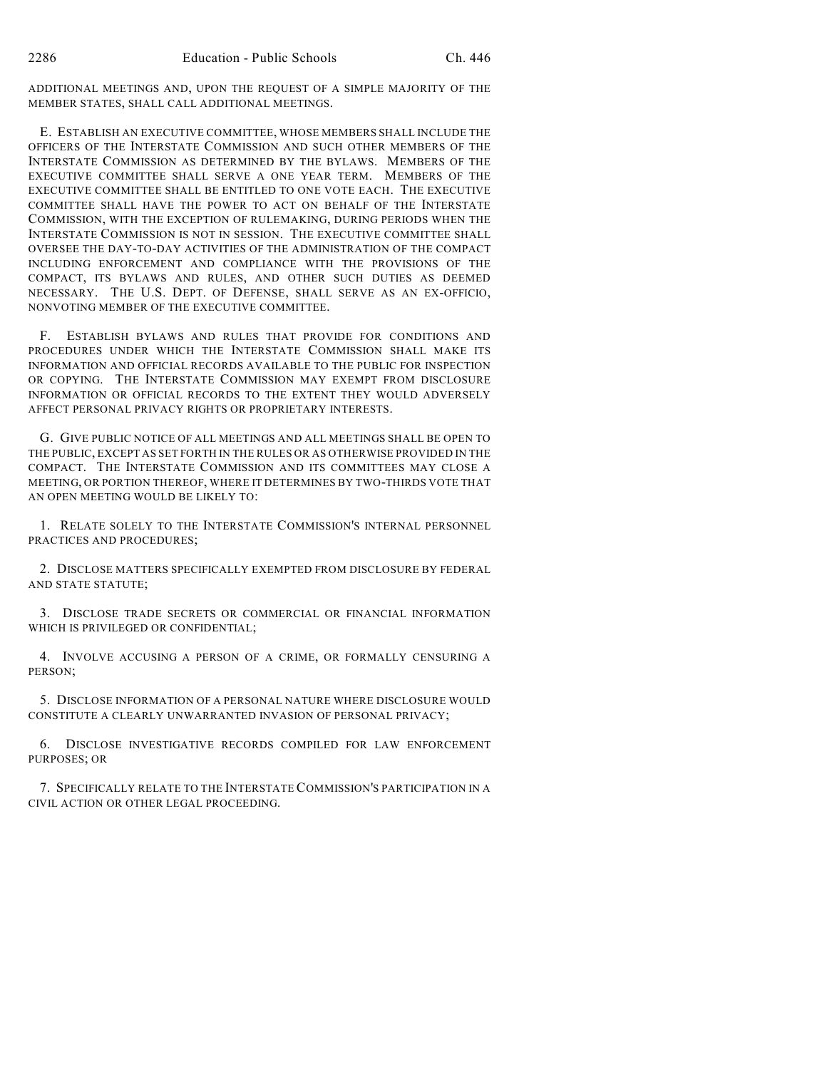ADDITIONAL MEETINGS AND, UPON THE REQUEST OF A SIMPLE MAJORITY OF THE MEMBER STATES, SHALL CALL ADDITIONAL MEETINGS.

E. ESTABLISH AN EXECUTIVE COMMITTEE, WHOSE MEMBERS SHALL INCLUDE THE OFFICERS OF THE INTERSTATE COMMISSION AND SUCH OTHER MEMBERS OF THE INTERSTATE COMMISSION AS DETERMINED BY THE BYLAWS. MEMBERS OF THE EXECUTIVE COMMITTEE SHALL SERVE A ONE YEAR TERM. MEMBERS OF THE EXECUTIVE COMMITTEE SHALL BE ENTITLED TO ONE VOTE EACH. THE EXECUTIVE COMMITTEE SHALL HAVE THE POWER TO ACT ON BEHALF OF THE INTERSTATE COMMISSION, WITH THE EXCEPTION OF RULEMAKING, DURING PERIODS WHEN THE INTERSTATE COMMISSION IS NOT IN SESSION. THE EXECUTIVE COMMITTEE SHALL OVERSEE THE DAY-TO-DAY ACTIVITIES OF THE ADMINISTRATION OF THE COMPACT INCLUDING ENFORCEMENT AND COMPLIANCE WITH THE PROVISIONS OF THE COMPACT, ITS BYLAWS AND RULES, AND OTHER SUCH DUTIES AS DEEMED NECESSARY. THE U.S. DEPT. OF DEFENSE, SHALL SERVE AS AN EX-OFFICIO, NONVOTING MEMBER OF THE EXECUTIVE COMMITTEE.

F. ESTABLISH BYLAWS AND RULES THAT PROVIDE FOR CONDITIONS AND PROCEDURES UNDER WHICH THE INTERSTATE COMMISSION SHALL MAKE ITS INFORMATION AND OFFICIAL RECORDS AVAILABLE TO THE PUBLIC FOR INSPECTION OR COPYING. THE INTERSTATE COMMISSION MAY EXEMPT FROM DISCLOSURE INFORMATION OR OFFICIAL RECORDS TO THE EXTENT THEY WOULD ADVERSELY AFFECT PERSONAL PRIVACY RIGHTS OR PROPRIETARY INTERESTS.

G. GIVE PUBLIC NOTICE OF ALL MEETINGS AND ALL MEETINGS SHALL BE OPEN TO THE PUBLIC, EXCEPT AS SET FORTH IN THE RULES OR AS OTHERWISE PROVIDED IN THE COMPACT. THE INTERSTATE COMMISSION AND ITS COMMITTEES MAY CLOSE A MEETING, OR PORTION THEREOF, WHERE IT DETERMINES BY TWO-THIRDS VOTE THAT AN OPEN MEETING WOULD BE LIKELY TO:

1. RELATE SOLELY TO THE INTERSTATE COMMISSION'S INTERNAL PERSONNEL PRACTICES AND PROCEDURES;

2. DISCLOSE MATTERS SPECIFICALLY EXEMPTED FROM DISCLOSURE BY FEDERAL AND STATE STATUTE;

3. DISCLOSE TRADE SECRETS OR COMMERCIAL OR FINANCIAL INFORMATION WHICH IS PRIVILEGED OR CONFIDENTIAL;

4. INVOLVE ACCUSING A PERSON OF A CRIME, OR FORMALLY CENSURING A PERSON;

5. DISCLOSE INFORMATION OF A PERSONAL NATURE WHERE DISCLOSURE WOULD CONSTITUTE A CLEARLY UNWARRANTED INVASION OF PERSONAL PRIVACY;

6. DISCLOSE INVESTIGATIVE RECORDS COMPILED FOR LAW ENFORCEMENT PURPOSES; OR

7. SPECIFICALLY RELATE TO THE INTERSTATE COMMISSION'S PARTICIPATION IN A CIVIL ACTION OR OTHER LEGAL PROCEEDING.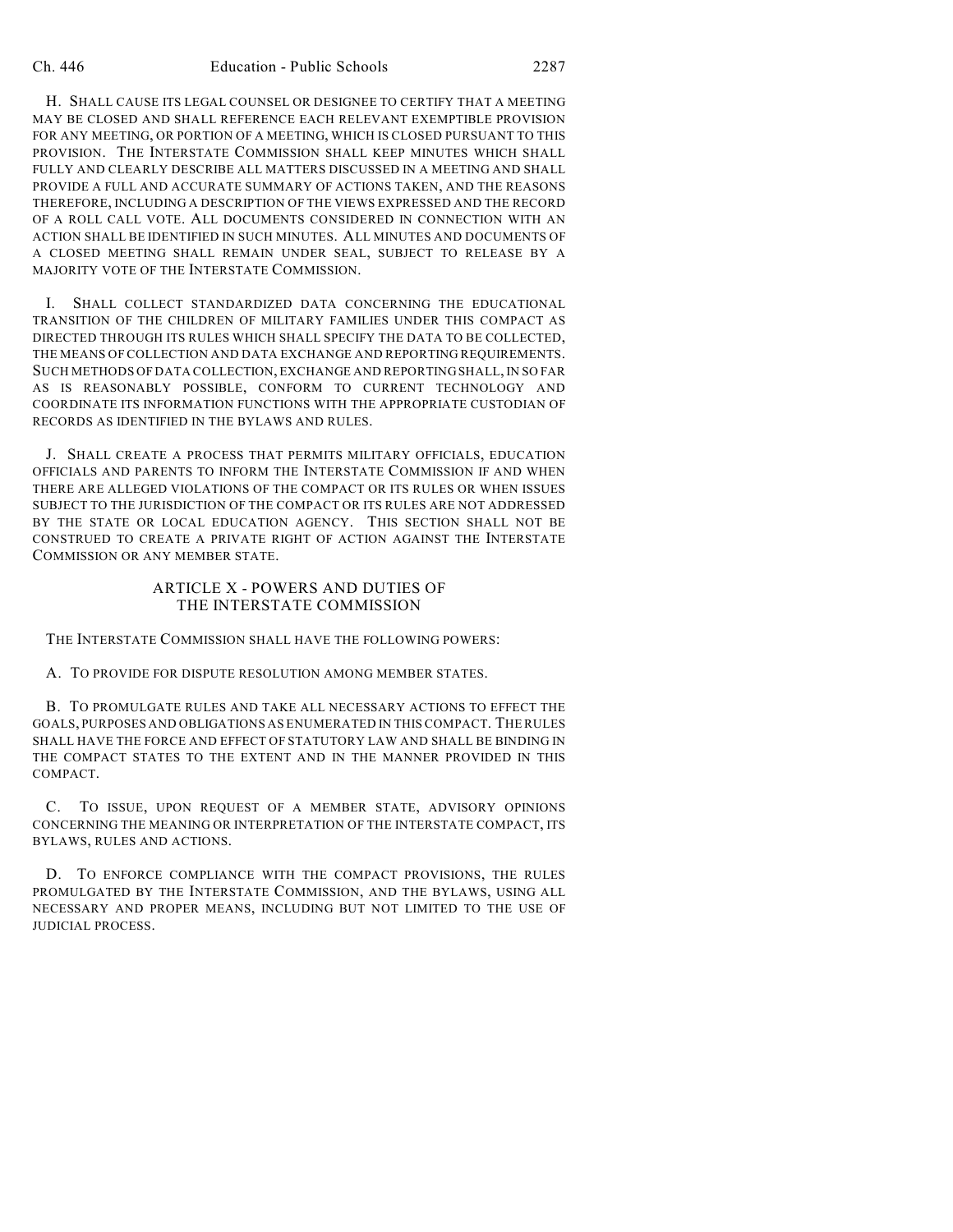H. SHALL CAUSE ITS LEGAL COUNSEL OR DESIGNEE TO CERTIFY THAT A MEETING MAY BE CLOSED AND SHALL REFERENCE EACH RELEVANT EXEMPTIBLE PROVISION FOR ANY MEETING, OR PORTION OF A MEETING, WHICH IS CLOSED PURSUANT TO THIS PROVISION. THE INTERSTATE COMMISSION SHALL KEEP MINUTES WHICH SHALL FULLY AND CLEARLY DESCRIBE ALL MATTERS DISCUSSED IN A MEETING AND SHALL PROVIDE A FULL AND ACCURATE SUMMARY OF ACTIONS TAKEN, AND THE REASONS THEREFORE, INCLUDING A DESCRIPTION OF THE VIEWS EXPRESSED AND THE RECORD OF A ROLL CALL VOTE. ALL DOCUMENTS CONSIDERED IN CONNECTION WITH AN ACTION SHALL BE IDENTIFIED IN SUCH MINUTES. ALL MINUTES AND DOCUMENTS OF A CLOSED MEETING SHALL REMAIN UNDER SEAL, SUBJECT TO RELEASE BY A MAJORITY VOTE OF THE INTERSTATE COMMISSION.

I. SHALL COLLECT STANDARDIZED DATA CONCERNING THE EDUCATIONAL TRANSITION OF THE CHILDREN OF MILITARY FAMILIES UNDER THIS COMPACT AS DIRECTED THROUGH ITS RULES WHICH SHALL SPECIFY THE DATA TO BE COLLECTED, THE MEANS OF COLLECTION AND DATA EXCHANGE AND REPORTING REQUIREMENTS. SUCH METHODS OF DATA COLLECTION, EXCHANGE AND REPORTING SHALL, IN SO FAR AS IS REASONABLY POSSIBLE, CONFORM TO CURRENT TECHNOLOGY AND COORDINATE ITS INFORMATION FUNCTIONS WITH THE APPROPRIATE CUSTODIAN OF RECORDS AS IDENTIFIED IN THE BYLAWS AND RULES.

J. SHALL CREATE A PROCESS THAT PERMITS MILITARY OFFICIALS, EDUCATION OFFICIALS AND PARENTS TO INFORM THE INTERSTATE COMMISSION IF AND WHEN THERE ARE ALLEGED VIOLATIONS OF THE COMPACT OR ITS RULES OR WHEN ISSUES SUBJECT TO THE JURISDICTION OF THE COMPACT OR ITS RULES ARE NOT ADDRESSED BY THE STATE OR LOCAL EDUCATION AGENCY. THIS SECTION SHALL NOT BE CONSTRUED TO CREATE A PRIVATE RIGHT OF ACTION AGAINST THE INTERSTATE COMMISSION OR ANY MEMBER STATE.

## ARTICLE X - POWERS AND DUTIES OF THE INTERSTATE COMMISSION

THE INTERSTATE COMMISSION SHALL HAVE THE FOLLOWING POWERS:

A. TO PROVIDE FOR DISPUTE RESOLUTION AMONG MEMBER STATES.

B. TO PROMULGATE RULES AND TAKE ALL NECESSARY ACTIONS TO EFFECT THE GOALS, PURPOSES AND OBLIGATIONS AS ENUMERATED IN THIS COMPACT. THE RULES SHALL HAVE THE FORCE AND EFFECT OF STATUTORY LAW AND SHALL BE BINDING IN THE COMPACT STATES TO THE EXTENT AND IN THE MANNER PROVIDED IN THIS COMPACT.

C. TO ISSUE, UPON REQUEST OF A MEMBER STATE, ADVISORY OPINIONS CONCERNING THE MEANING OR INTERPRETATION OF THE INTERSTATE COMPACT, ITS BYLAWS, RULES AND ACTIONS.

D. TO ENFORCE COMPLIANCE WITH THE COMPACT PROVISIONS, THE RULES PROMULGATED BY THE INTERSTATE COMMISSION, AND THE BYLAWS, USING ALL NECESSARY AND PROPER MEANS, INCLUDING BUT NOT LIMITED TO THE USE OF JUDICIAL PROCESS.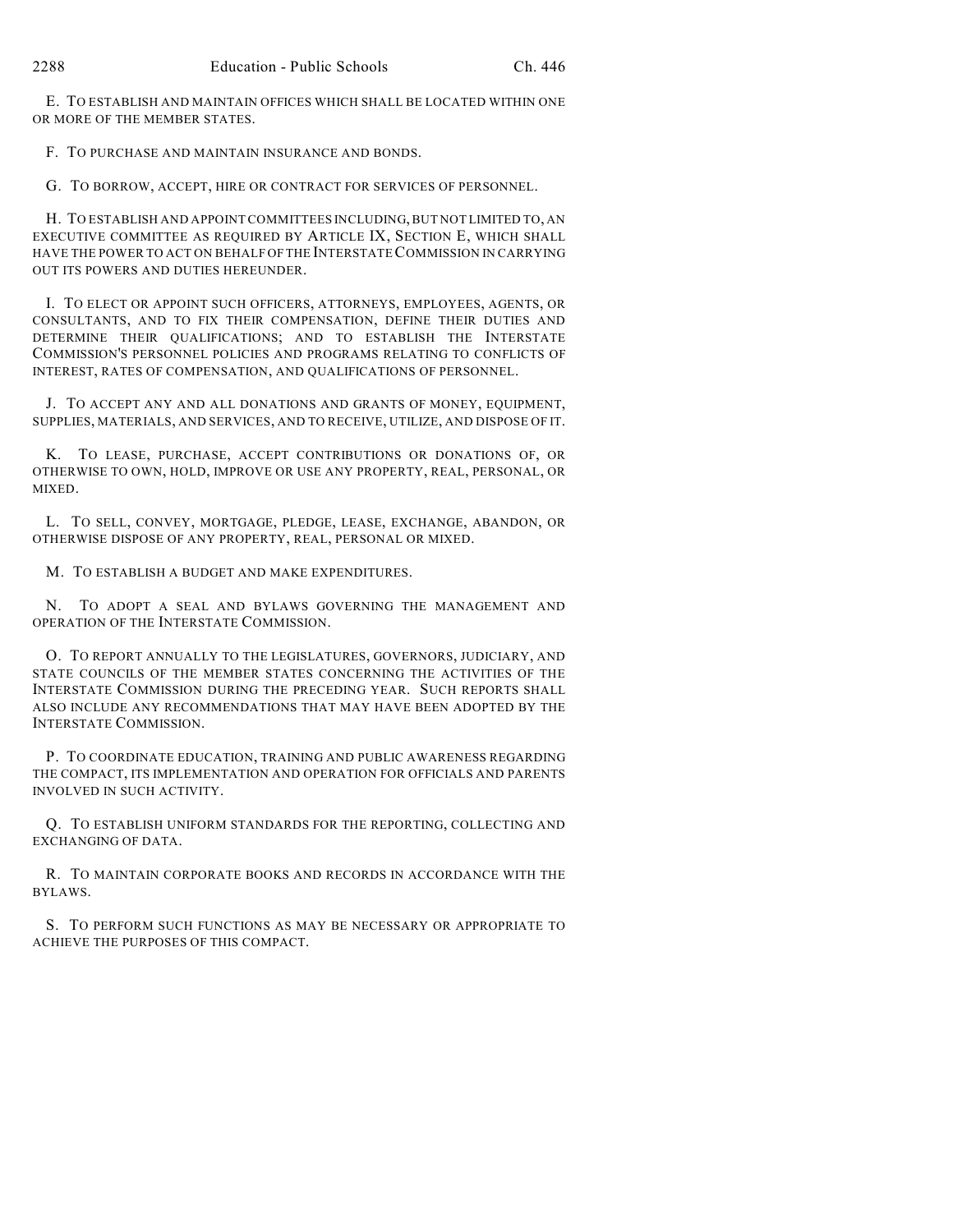E. TO ESTABLISH AND MAINTAIN OFFICES WHICH SHALL BE LOCATED WITHIN ONE OR MORE OF THE MEMBER STATES.

F. TO PURCHASE AND MAINTAIN INSURANCE AND BONDS.

G. TO BORROW, ACCEPT, HIRE OR CONTRACT FOR SERVICES OF PERSONNEL.

H. TO ESTABLISH AND APPOINT COMMITTEES INCLUDING, BUT NOT LIMITED TO, AN EXECUTIVE COMMITTEE AS REQUIRED BY ARTICLE IX, SECTION E, WHICH SHALL HAVE THE POWER TO ACT ON BEHALF OF THE INTERSTATE COMMISSION IN CARRYING OUT ITS POWERS AND DUTIES HEREUNDER.

I. TO ELECT OR APPOINT SUCH OFFICERS, ATTORNEYS, EMPLOYEES, AGENTS, OR CONSULTANTS, AND TO FIX THEIR COMPENSATION, DEFINE THEIR DUTIES AND DETERMINE THEIR QUALIFICATIONS; AND TO ESTABLISH THE INTERSTATE COMMISSION'S PERSONNEL POLICIES AND PROGRAMS RELATING TO CONFLICTS OF INTEREST, RATES OF COMPENSATION, AND QUALIFICATIONS OF PERSONNEL.

J. TO ACCEPT ANY AND ALL DONATIONS AND GRANTS OF MONEY, EQUIPMENT, SUPPLIES, MATERIALS, AND SERVICES, AND TO RECEIVE, UTILIZE, AND DISPOSE OF IT.

K. TO LEASE, PURCHASE, ACCEPT CONTRIBUTIONS OR DONATIONS OF, OR OTHERWISE TO OWN, HOLD, IMPROVE OR USE ANY PROPERTY, REAL, PERSONAL, OR MIXED.

L. TO SELL, CONVEY, MORTGAGE, PLEDGE, LEASE, EXCHANGE, ABANDON, OR OTHERWISE DISPOSE OF ANY PROPERTY, REAL, PERSONAL OR MIXED.

M. TO ESTABLISH A BUDGET AND MAKE EXPENDITURES.

N. TO ADOPT A SEAL AND BYLAWS GOVERNING THE MANAGEMENT AND OPERATION OF THE INTERSTATE COMMISSION.

O. TO REPORT ANNUALLY TO THE LEGISLATURES, GOVERNORS, JUDICIARY, AND STATE COUNCILS OF THE MEMBER STATES CONCERNING THE ACTIVITIES OF THE INTERSTATE COMMISSION DURING THE PRECEDING YEAR. SUCH REPORTS SHALL ALSO INCLUDE ANY RECOMMENDATIONS THAT MAY HAVE BEEN ADOPTED BY THE INTERSTATE COMMISSION.

P. TO COORDINATE EDUCATION, TRAINING AND PUBLIC AWARENESS REGARDING THE COMPACT, ITS IMPLEMENTATION AND OPERATION FOR OFFICIALS AND PARENTS INVOLVED IN SUCH ACTIVITY.

Q. TO ESTABLISH UNIFORM STANDARDS FOR THE REPORTING, COLLECTING AND EXCHANGING OF DATA.

R. TO MAINTAIN CORPORATE BOOKS AND RECORDS IN ACCORDANCE WITH THE BYLAWS.

S. TO PERFORM SUCH FUNCTIONS AS MAY BE NECESSARY OR APPROPRIATE TO ACHIEVE THE PURPOSES OF THIS COMPACT.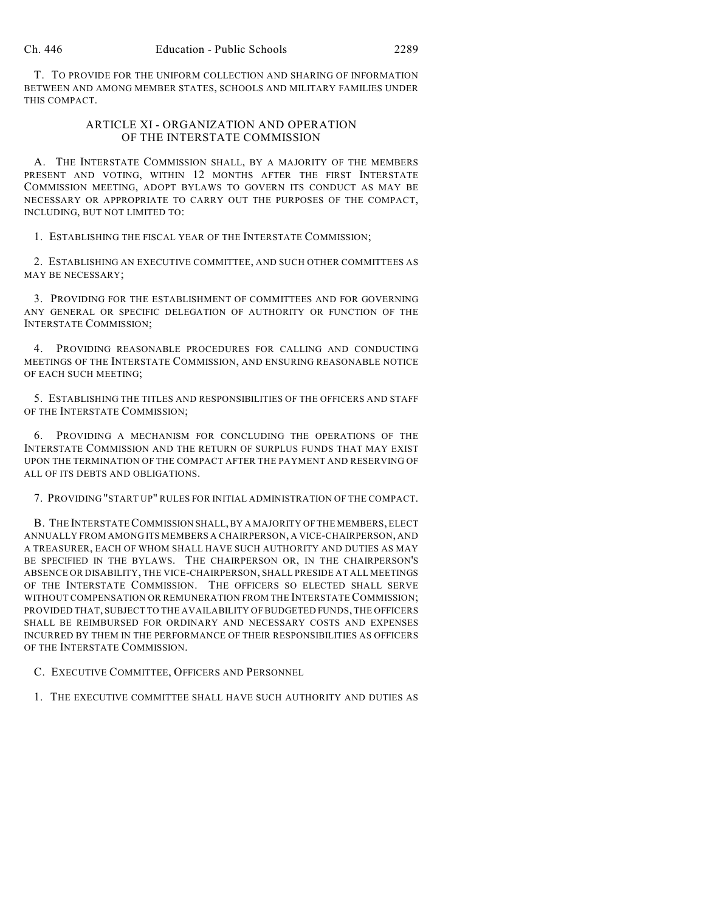T. TO PROVIDE FOR THE UNIFORM COLLECTION AND SHARING OF INFORMATION BETWEEN AND AMONG MEMBER STATES, SCHOOLS AND MILITARY FAMILIES UNDER THIS COMPACT.

## ARTICLE XI - ORGANIZATION AND OPERATION OF THE INTERSTATE COMMISSION

A. THE INTERSTATE COMMISSION SHALL, BY A MAJORITY OF THE MEMBERS PRESENT AND VOTING, WITHIN 12 MONTHS AFTER THE FIRST INTERSTATE COMMISSION MEETING, ADOPT BYLAWS TO GOVERN ITS CONDUCT AS MAY BE NECESSARY OR APPROPRIATE TO CARRY OUT THE PURPOSES OF THE COMPACT, INCLUDING, BUT NOT LIMITED TO:

1. ESTABLISHING THE FISCAL YEAR OF THE INTERSTATE COMMISSION;

2. ESTABLISHING AN EXECUTIVE COMMITTEE, AND SUCH OTHER COMMITTEES AS MAY BE NECESSARY;

3. PROVIDING FOR THE ESTABLISHMENT OF COMMITTEES AND FOR GOVERNING ANY GENERAL OR SPECIFIC DELEGATION OF AUTHORITY OR FUNCTION OF THE INTERSTATE COMMISSION;

4. PROVIDING REASONABLE PROCEDURES FOR CALLING AND CONDUCTING MEETINGS OF THE INTERSTATE COMMISSION, AND ENSURING REASONABLE NOTICE OF EACH SUCH MEETING;

5. ESTABLISHING THE TITLES AND RESPONSIBILITIES OF THE OFFICERS AND STAFF OF THE INTERSTATE COMMISSION;

6. PROVIDING A MECHANISM FOR CONCLUDING THE OPERATIONS OF THE INTERSTATE COMMISSION AND THE RETURN OF SURPLUS FUNDS THAT MAY EXIST UPON THE TERMINATION OF THE COMPACT AFTER THE PAYMENT AND RESERVING OF ALL OF ITS DEBTS AND OBLIGATIONS.

7. PROVIDING "START UP" RULES FOR INITIAL ADMINISTRATION OF THE COMPACT.

B. THE INTERSTATE COMMISSION SHALL, BY A MAJORITY OF THE MEMBERS, ELECT ANNUALLY FROM AMONG ITS MEMBERS A CHAIRPERSON, A VICE-CHAIRPERSON, AND A TREASURER, EACH OF WHOM SHALL HAVE SUCH AUTHORITY AND DUTIES AS MAY BE SPECIFIED IN THE BYLAWS. THE CHAIRPERSON OR, IN THE CHAIRPERSON'S ABSENCE OR DISABILITY, THE VICE-CHAIRPERSON, SHALL PRESIDE AT ALL MEETINGS OF THE INTERSTATE COMMISSION. THE OFFICERS SO ELECTED SHALL SERVE WITHOUT COMPENSATION OR REMUNERATION FROM THE INTERSTATE COMMISSION; PROVIDED THAT, SUBJECT TO THE AVAILABILITY OF BUDGETED FUNDS, THE OFFICERS SHALL BE REIMBURSED FOR ORDINARY AND NECESSARY COSTS AND EXPENSES INCURRED BY THEM IN THE PERFORMANCE OF THEIR RESPONSIBILITIES AS OFFICERS OF THE INTERSTATE COMMISSION.

C. EXECUTIVE COMMITTEE, OFFICERS AND PERSONNEL

1. THE EXECUTIVE COMMITTEE SHALL HAVE SUCH AUTHORITY AND DUTIES AS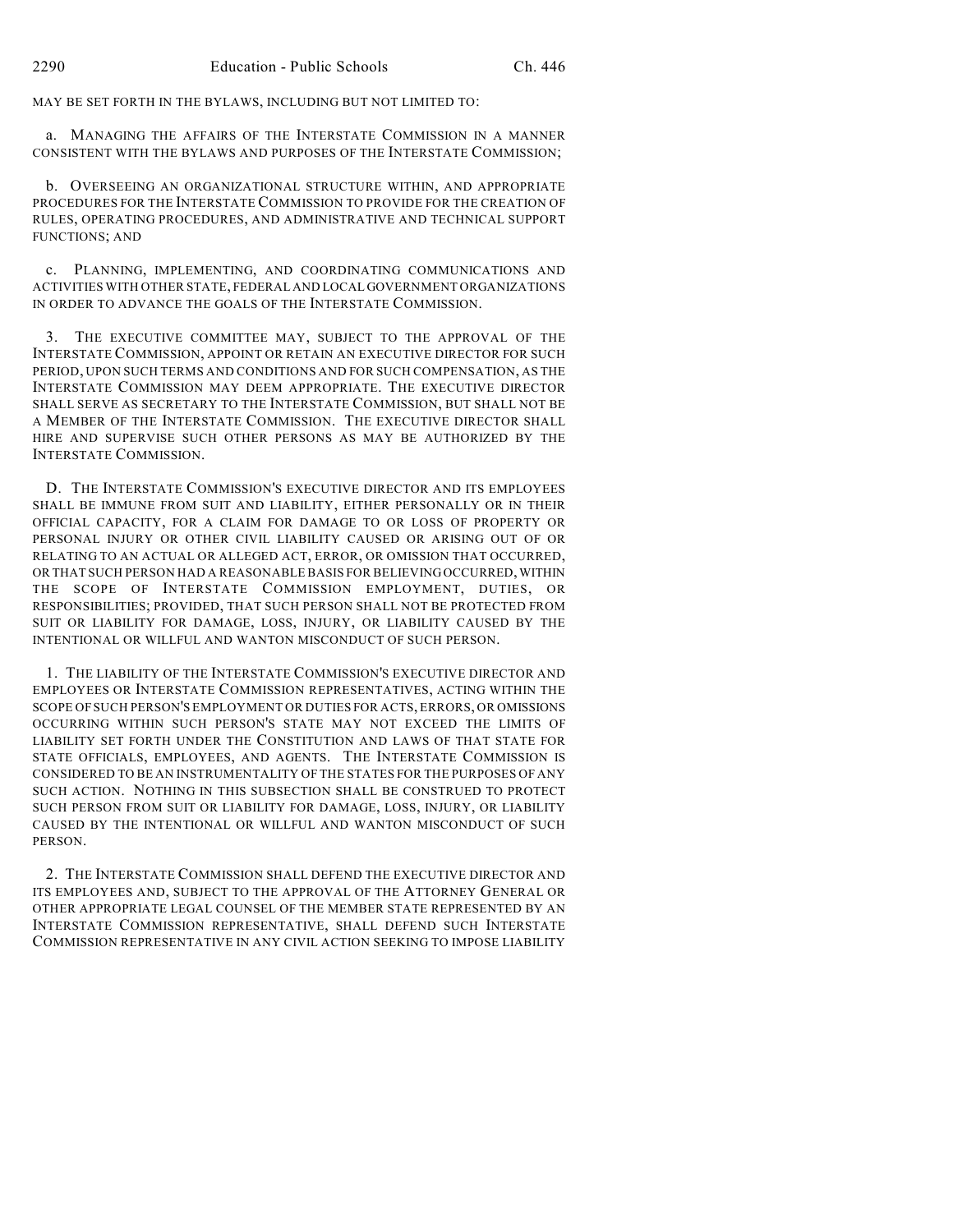MAY BE SET FORTH IN THE BYLAWS, INCLUDING BUT NOT LIMITED TO:

a. MANAGING THE AFFAIRS OF THE INTERSTATE COMMISSION IN A MANNER CONSISTENT WITH THE BYLAWS AND PURPOSES OF THE INTERSTATE COMMISSION;

b. OVERSEEING AN ORGANIZATIONAL STRUCTURE WITHIN, AND APPROPRIATE PROCEDURES FOR THE INTERSTATE COMMISSION TO PROVIDE FOR THE CREATION OF RULES, OPERATING PROCEDURES, AND ADMINISTRATIVE AND TECHNICAL SUPPORT FUNCTIONS; AND

c. PLANNING, IMPLEMENTING, AND COORDINATING COMMUNICATIONS AND ACTIVITIES WITH OTHER STATE, FEDERAL AND LOCAL GOVERNMENT ORGANIZATIONS IN ORDER TO ADVANCE THE GOALS OF THE INTERSTATE COMMISSION.

3. THE EXECUTIVE COMMITTEE MAY, SUBJECT TO THE APPROVAL OF THE INTERSTATE COMMISSION, APPOINT OR RETAIN AN EXECUTIVE DIRECTOR FOR SUCH PERIOD, UPON SUCH TERMS AND CONDITIONS AND FOR SUCH COMPENSATION, AS THE INTERSTATE COMMISSION MAY DEEM APPROPRIATE. THE EXECUTIVE DIRECTOR SHALL SERVE AS SECRETARY TO THE INTERSTATE COMMISSION, BUT SHALL NOT BE A MEMBER OF THE INTERSTATE COMMISSION. THE EXECUTIVE DIRECTOR SHALL HIRE AND SUPERVISE SUCH OTHER PERSONS AS MAY BE AUTHORIZED BY THE INTERSTATE COMMISSION.

D. THE INTERSTATE COMMISSION'S EXECUTIVE DIRECTOR AND ITS EMPLOYEES SHALL BE IMMUNE FROM SUIT AND LIABILITY, EITHER PERSONALLY OR IN THEIR OFFICIAL CAPACITY, FOR A CLAIM FOR DAMAGE TO OR LOSS OF PROPERTY OR PERSONAL INJURY OR OTHER CIVIL LIABILITY CAUSED OR ARISING OUT OF OR RELATING TO AN ACTUAL OR ALLEGED ACT, ERROR, OR OMISSION THAT OCCURRED, OR THAT SUCH PERSON HAD A REASONABLE BASIS FOR BELIEVING OCCURRED, WITHIN THE SCOPE OF INTERSTATE COMMISSION EMPLOYMENT, DUTIES, OR RESPONSIBILITIES; PROVIDED, THAT SUCH PERSON SHALL NOT BE PROTECTED FROM SUIT OR LIABILITY FOR DAMAGE, LOSS, INJURY, OR LIABILITY CAUSED BY THE INTENTIONAL OR WILLFUL AND WANTON MISCONDUCT OF SUCH PERSON.

1. THE LIABILITY OF THE INTERSTATE COMMISSION'S EXECUTIVE DIRECTOR AND EMPLOYEES OR INTERSTATE COMMISSION REPRESENTATIVES, ACTING WITHIN THE SCOPE OF SUCH PERSON'S EMPLOYMENT OR DUTIES FOR ACTS, ERRORS, OR OMISSIONS OCCURRING WITHIN SUCH PERSON'S STATE MAY NOT EXCEED THE LIMITS OF LIABILITY SET FORTH UNDER THE CONSTITUTION AND LAWS OF THAT STATE FOR STATE OFFICIALS, EMPLOYEES, AND AGENTS. THE INTERSTATE COMMISSION IS CONSIDERED TO BE AN INSTRUMENTALITY OF THE STATES FOR THE PURPOSES OF ANY SUCH ACTION. NOTHING IN THIS SUBSECTION SHALL BE CONSTRUED TO PROTECT SUCH PERSON FROM SUIT OR LIABILITY FOR DAMAGE, LOSS, INJURY, OR LIABILITY CAUSED BY THE INTENTIONAL OR WILLFUL AND WANTON MISCONDUCT OF SUCH PERSON.

2. THE INTERSTATE COMMISSION SHALL DEFEND THE EXECUTIVE DIRECTOR AND ITS EMPLOYEES AND, SUBJECT TO THE APPROVAL OF THE ATTORNEY GENERAL OR OTHER APPROPRIATE LEGAL COUNSEL OF THE MEMBER STATE REPRESENTED BY AN INTERSTATE COMMISSION REPRESENTATIVE, SHALL DEFEND SUCH INTERSTATE COMMISSION REPRESENTATIVE IN ANY CIVIL ACTION SEEKING TO IMPOSE LIABILITY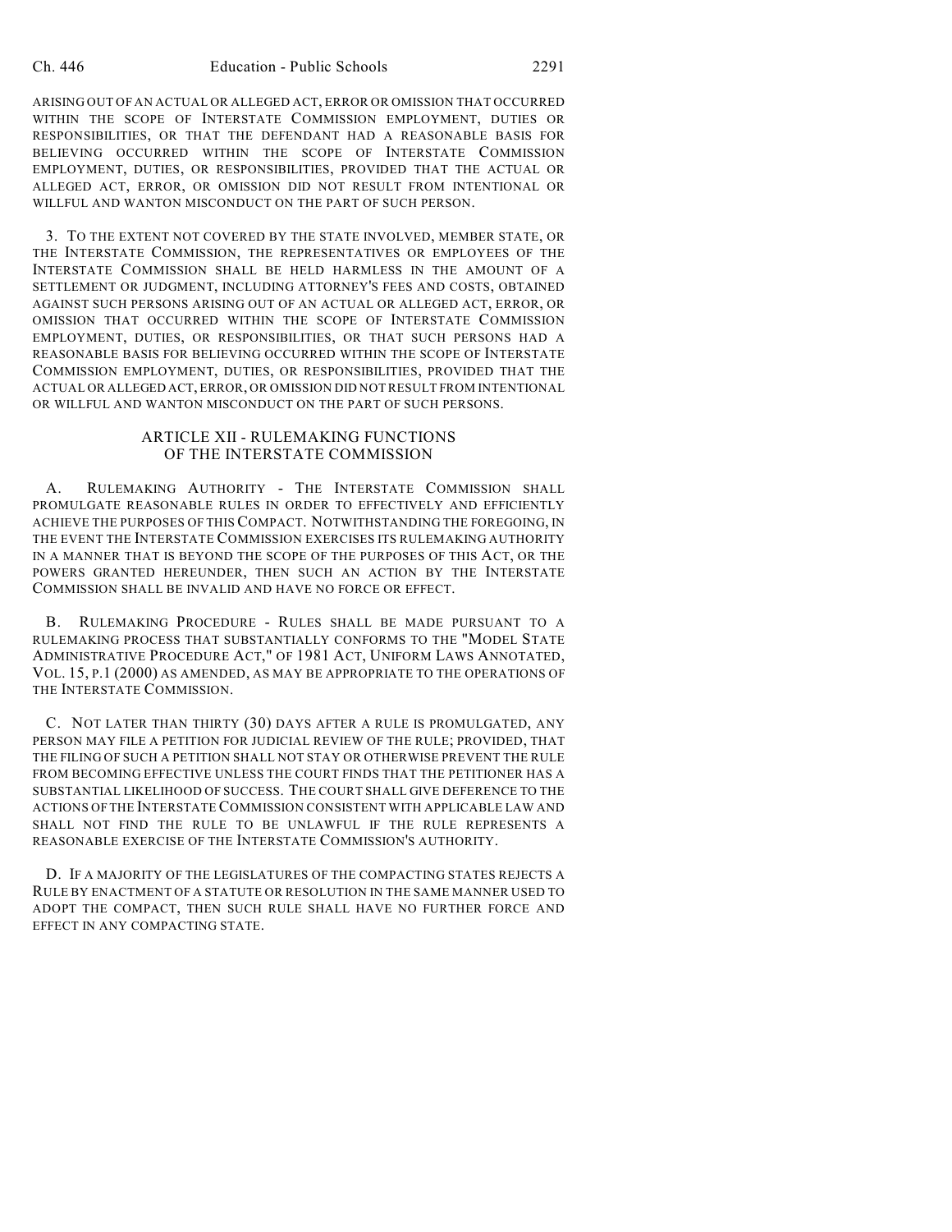ARISING OUT OF AN ACTUAL OR ALLEGED ACT, ERROR OR OMISSION THAT OCCURRED WITHIN THE SCOPE OF INTERSTATE COMMISSION EMPLOYMENT, DUTIES OR RESPONSIBILITIES, OR THAT THE DEFENDANT HAD A REASONABLE BASIS FOR BELIEVING OCCURRED WITHIN THE SCOPE OF INTERSTATE COMMISSION EMPLOYMENT, DUTIES, OR RESPONSIBILITIES, PROVIDED THAT THE ACTUAL OR ALLEGED ACT, ERROR, OR OMISSION DID NOT RESULT FROM INTENTIONAL OR WILLFUL AND WANTON MISCONDUCT ON THE PART OF SUCH PERSON.

3. TO THE EXTENT NOT COVERED BY THE STATE INVOLVED, MEMBER STATE, OR THE INTERSTATE COMMISSION, THE REPRESENTATIVES OR EMPLOYEES OF THE INTERSTATE COMMISSION SHALL BE HELD HARMLESS IN THE AMOUNT OF A SETTLEMENT OR JUDGMENT, INCLUDING ATTORNEY'S FEES AND COSTS, OBTAINED AGAINST SUCH PERSONS ARISING OUT OF AN ACTUAL OR ALLEGED ACT, ERROR, OR OMISSION THAT OCCURRED WITHIN THE SCOPE OF INTERSTATE COMMISSION EMPLOYMENT, DUTIES, OR RESPONSIBILITIES, OR THAT SUCH PERSONS HAD A REASONABLE BASIS FOR BELIEVING OCCURRED WITHIN THE SCOPE OF INTERSTATE COMMISSION EMPLOYMENT, DUTIES, OR RESPONSIBILITIES, PROVIDED THAT THE ACTUAL OR ALLEGED ACT, ERROR, OR OMISSION DID NOT RESULT FROM INTENTIONAL OR WILLFUL AND WANTON MISCONDUCT ON THE PART OF SUCH PERSONS.

## ARTICLE XII - RULEMAKING FUNCTIONS OF THE INTERSTATE COMMISSION

A. RULEMAKING AUTHORITY - THE INTERSTATE COMMISSION SHALL PROMULGATE REASONABLE RULES IN ORDER TO EFFECTIVELY AND EFFICIENTLY ACHIEVE THE PURPOSES OF THIS COMPACT. NOTWITHSTANDING THE FOREGOING, IN THE EVENT THE INTERSTATE COMMISSION EXERCISES ITS RULEMAKING AUTHORITY IN A MANNER THAT IS BEYOND THE SCOPE OF THE PURPOSES OF THIS ACT, OR THE POWERS GRANTED HEREUNDER, THEN SUCH AN ACTION BY THE INTERSTATE COMMISSION SHALL BE INVALID AND HAVE NO FORCE OR EFFECT.

B. RULEMAKING PROCEDURE - RULES SHALL BE MADE PURSUANT TO A RULEMAKING PROCESS THAT SUBSTANTIALLY CONFORMS TO THE "MODEL STATE ADMINISTRATIVE PROCEDURE ACT," OF 1981 ACT, UNIFORM LAWS ANNOTATED, VOL. 15, P.1 (2000) AS AMENDED, AS MAY BE APPROPRIATE TO THE OPERATIONS OF THE INTERSTATE COMMISSION.

C. NOT LATER THAN THIRTY (30) DAYS AFTER A RULE IS PROMULGATED, ANY PERSON MAY FILE A PETITION FOR JUDICIAL REVIEW OF THE RULE; PROVIDED, THAT THE FILING OF SUCH A PETITION SHALL NOT STAY OR OTHERWISE PREVENT THE RULE FROM BECOMING EFFECTIVE UNLESS THE COURT FINDS THAT THE PETITIONER HAS A SUBSTANTIAL LIKELIHOOD OF SUCCESS. THE COURT SHALL GIVE DEFERENCE TO THE ACTIONS OF THE INTERSTATE COMMISSION CONSISTENT WITH APPLICABLE LAW AND SHALL NOT FIND THE RULE TO BE UNLAWFUL IF THE RULE REPRESENTS A REASONABLE EXERCISE OF THE INTERSTATE COMMISSION'S AUTHORITY.

D. IF A MAJORITY OF THE LEGISLATURES OF THE COMPACTING STATES REJECTS A RULE BY ENACTMENT OF A STATUTE OR RESOLUTION IN THE SAME MANNER USED TO ADOPT THE COMPACT, THEN SUCH RULE SHALL HAVE NO FURTHER FORCE AND EFFECT IN ANY COMPACTING STATE.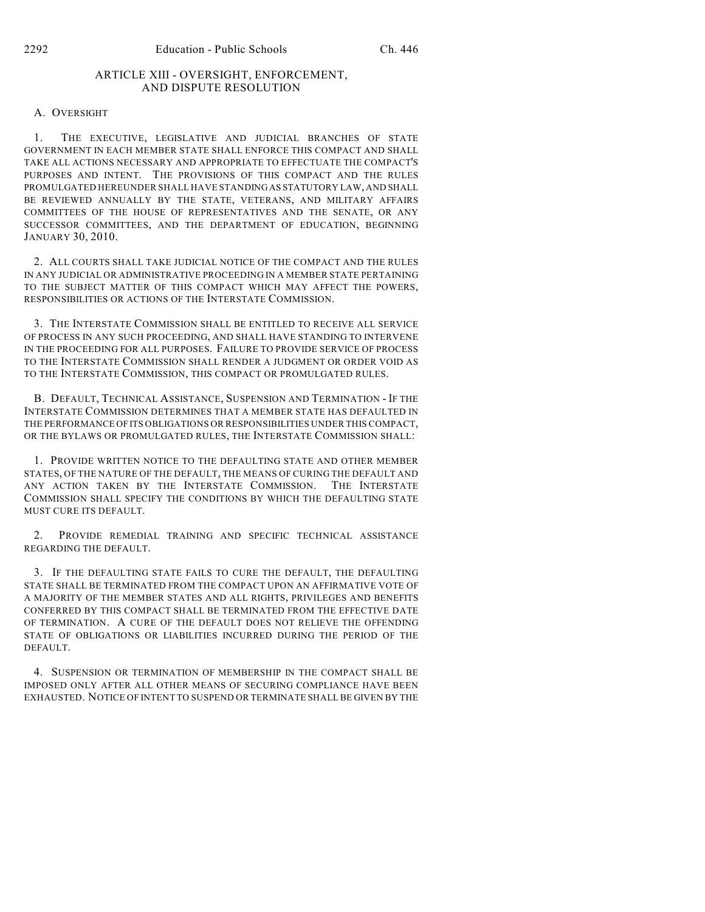## ARTICLE XIII - OVERSIGHT, ENFORCEMENT, AND DISPUTE RESOLUTION

A. OVERSIGHT

1. THE EXECUTIVE, LEGISLATIVE AND JUDICIAL BRANCHES OF STATE GOVERNMENT IN EACH MEMBER STATE SHALL ENFORCE THIS COMPACT AND SHALL TAKE ALL ACTIONS NECESSARY AND APPROPRIATE TO EFFECTUATE THE COMPACT'S PURPOSES AND INTENT. THE PROVISIONS OF THIS COMPACT AND THE RULES PROMULGATED HEREUNDER SHALL HAVE STANDING AS STATUTORY LAW, AND SHALL BE REVIEWED ANNUALLY BY THE STATE, VETERANS, AND MILITARY AFFAIRS COMMITTEES OF THE HOUSE OF REPRESENTATIVES AND THE SENATE, OR ANY SUCCESSOR COMMITTEES, AND THE DEPARTMENT OF EDUCATION, BEGINNING JANUARY 30, 2010.

2. ALL COURTS SHALL TAKE JUDICIAL NOTICE OF THE COMPACT AND THE RULES IN ANY JUDICIAL OR ADMINISTRATIVE PROCEEDING IN A MEMBER STATE PERTAINING TO THE SUBJECT MATTER OF THIS COMPACT WHICH MAY AFFECT THE POWERS, RESPONSIBILITIES OR ACTIONS OF THE INTERSTATE COMMISSION.

3. THE INTERSTATE COMMISSION SHALL BE ENTITLED TO RECEIVE ALL SERVICE OF PROCESS IN ANY SUCH PROCEEDING, AND SHALL HAVE STANDING TO INTERVENE IN THE PROCEEDING FOR ALL PURPOSES. FAILURE TO PROVIDE SERVICE OF PROCESS TO THE INTERSTATE COMMISSION SHALL RENDER A JUDGMENT OR ORDER VOID AS TO THE INTERSTATE COMMISSION, THIS COMPACT OR PROMULGATED RULES.

B. DEFAULT, TECHNICAL ASSISTANCE, SUSPENSION AND TERMINATION - IF THE INTERSTATE COMMISSION DETERMINES THAT A MEMBER STATE HAS DEFAULTED IN THE PERFORMANCE OF ITS OBLIGATIONS OR RESPONSIBILITIES UNDER THIS COMPACT, OR THE BYLAWS OR PROMULGATED RULES, THE INTERSTATE COMMISSION SHALL:

1. PROVIDE WRITTEN NOTICE TO THE DEFAULTING STATE AND OTHER MEMBER STATES, OF THE NATURE OF THE DEFAULT, THE MEANS OF CURING THE DEFAULT AND ANY ACTION TAKEN BY THE INTERSTATE COMMISSION. THE INTERSTATE COMMISSION SHALL SPECIFY THE CONDITIONS BY WHICH THE DEFAULTING STATE MUST CURE ITS DEFAULT.

2. PROVIDE REMEDIAL TRAINING AND SPECIFIC TECHNICAL ASSISTANCE REGARDING THE DEFAULT.

3. IF THE DEFAULTING STATE FAILS TO CURE THE DEFAULT, THE DEFAULTING STATE SHALL BE TERMINATED FROM THE COMPACT UPON AN AFFIRMATIVE VOTE OF A MAJORITY OF THE MEMBER STATES AND ALL RIGHTS, PRIVILEGES AND BENEFITS CONFERRED BY THIS COMPACT SHALL BE TERMINATED FROM THE EFFECTIVE DATE OF TERMINATION. A CURE OF THE DEFAULT DOES NOT RELIEVE THE OFFENDING STATE OF OBLIGATIONS OR LIABILITIES INCURRED DURING THE PERIOD OF THE DEFAULT.

4. SUSPENSION OR TERMINATION OF MEMBERSHIP IN THE COMPACT SHALL BE IMPOSED ONLY AFTER ALL OTHER MEANS OF SECURING COMPLIANCE HAVE BEEN EXHAUSTED. NOTICE OF INTENT TO SUSPEND OR TERMINATE SHALL BE GIVEN BY THE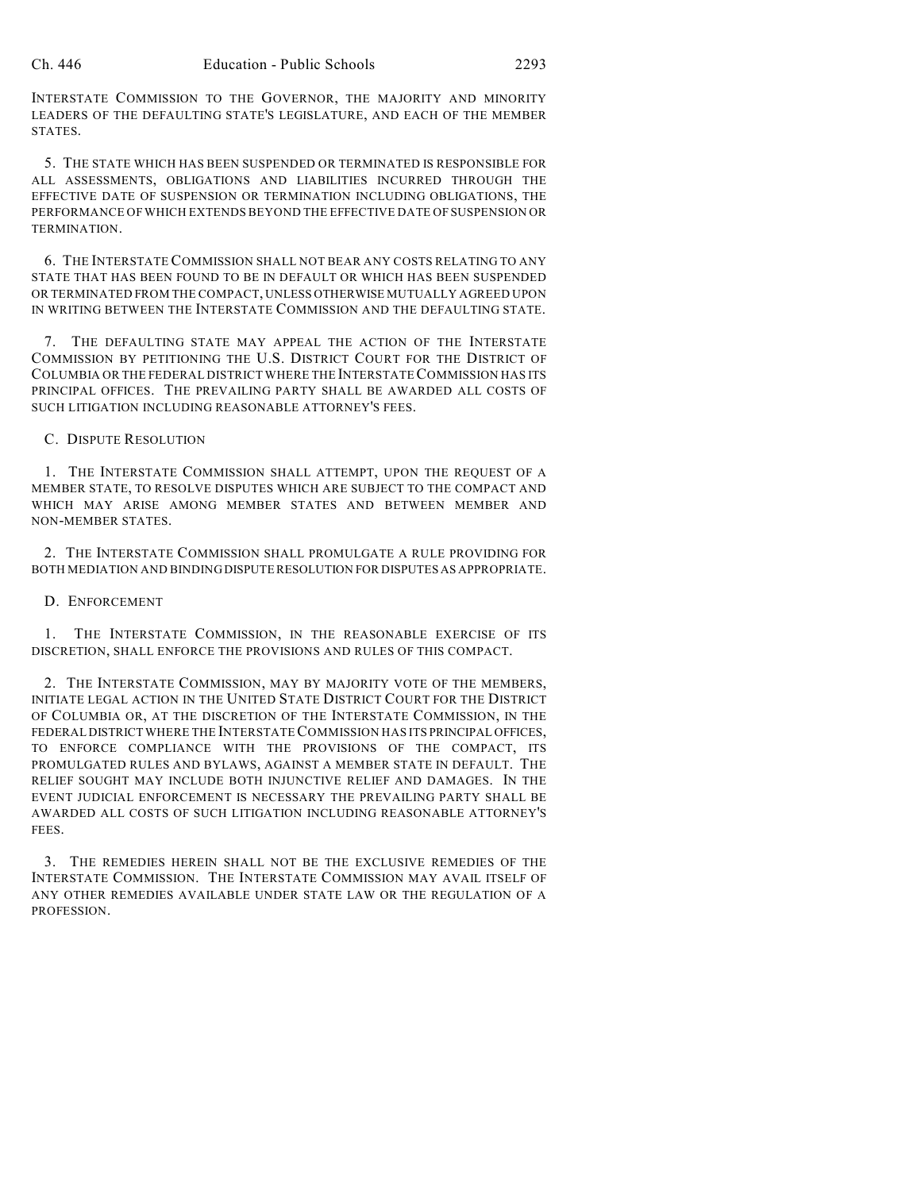INTERSTATE COMMISSION TO THE GOVERNOR, THE MAJORITY AND MINORITY LEADERS OF THE DEFAULTING STATE'S LEGISLATURE, AND EACH OF THE MEMBER STATES.

5. THE STATE WHICH HAS BEEN SUSPENDED OR TERMINATED IS RESPONSIBLE FOR ALL ASSESSMENTS, OBLIGATIONS AND LIABILITIES INCURRED THROUGH THE EFFECTIVE DATE OF SUSPENSION OR TERMINATION INCLUDING OBLIGATIONS, THE PERFORMANCE OF WHICH EXTENDS BEYOND THE EFFECTIVE DATE OF SUSPENSION OR TERMINATION.

6. THE INTERSTATE COMMISSION SHALL NOT BEAR ANY COSTS RELATING TO ANY STATE THAT HAS BEEN FOUND TO BE IN DEFAULT OR WHICH HAS BEEN SUSPENDED OR TERMINATED FROM THE COMPACT, UNLESS OTHERWISE MUTUALLY AGREED UPON IN WRITING BETWEEN THE INTERSTATE COMMISSION AND THE DEFAULTING STATE.

7. THE DEFAULTING STATE MAY APPEAL THE ACTION OF THE INTERSTATE COMMISSION BY PETITIONING THE U.S. DISTRICT COURT FOR THE DISTRICT OF COLUMBIA OR THE FEDERAL DISTRICT WHERE THE INTERSTATE COMMISSION HAS ITS PRINCIPAL OFFICES. THE PREVAILING PARTY SHALL BE AWARDED ALL COSTS OF SUCH LITIGATION INCLUDING REASONABLE ATTORNEY'S FEES.

C. DISPUTE RESOLUTION

1. THE INTERSTATE COMMISSION SHALL ATTEMPT, UPON THE REQUEST OF A MEMBER STATE, TO RESOLVE DISPUTES WHICH ARE SUBJECT TO THE COMPACT AND WHICH MAY ARISE AMONG MEMBER STATES AND BETWEEN MEMBER AND NON-MEMBER STATES.

2. THE INTERSTATE COMMISSION SHALL PROMULGATE A RULE PROVIDING FOR BOTH MEDIATION AND BINDING DISPUTE RESOLUTION FOR DISPUTES AS APPROPRIATE.

D. ENFORCEMENT

1. THE INTERSTATE COMMISSION, IN THE REASONABLE EXERCISE OF ITS DISCRETION, SHALL ENFORCE THE PROVISIONS AND RULES OF THIS COMPACT.

2. THE INTERSTATE COMMISSION, MAY BY MAJORITY VOTE OF THE MEMBERS, INITIATE LEGAL ACTION IN THE UNITED STATE DISTRICT COURT FOR THE DISTRICT OF COLUMBIA OR, AT THE DISCRETION OF THE INTERSTATE COMMISSION, IN THE FEDERAL DISTRICT WHERE THE INTERSTATE COMMISSION HAS ITS PRINCIPAL OFFICES, TO ENFORCE COMPLIANCE WITH THE PROVISIONS OF THE COMPACT, ITS PROMULGATED RULES AND BYLAWS, AGAINST A MEMBER STATE IN DEFAULT. THE RELIEF SOUGHT MAY INCLUDE BOTH INJUNCTIVE RELIEF AND DAMAGES. IN THE EVENT JUDICIAL ENFORCEMENT IS NECESSARY THE PREVAILING PARTY SHALL BE AWARDED ALL COSTS OF SUCH LITIGATION INCLUDING REASONABLE ATTORNEY'S FEES.

3. THE REMEDIES HEREIN SHALL NOT BE THE EXCLUSIVE REMEDIES OF THE INTERSTATE COMMISSION. THE INTERSTATE COMMISSION MAY AVAIL ITSELF OF ANY OTHER REMEDIES AVAILABLE UNDER STATE LAW OR THE REGULATION OF A PROFESSION.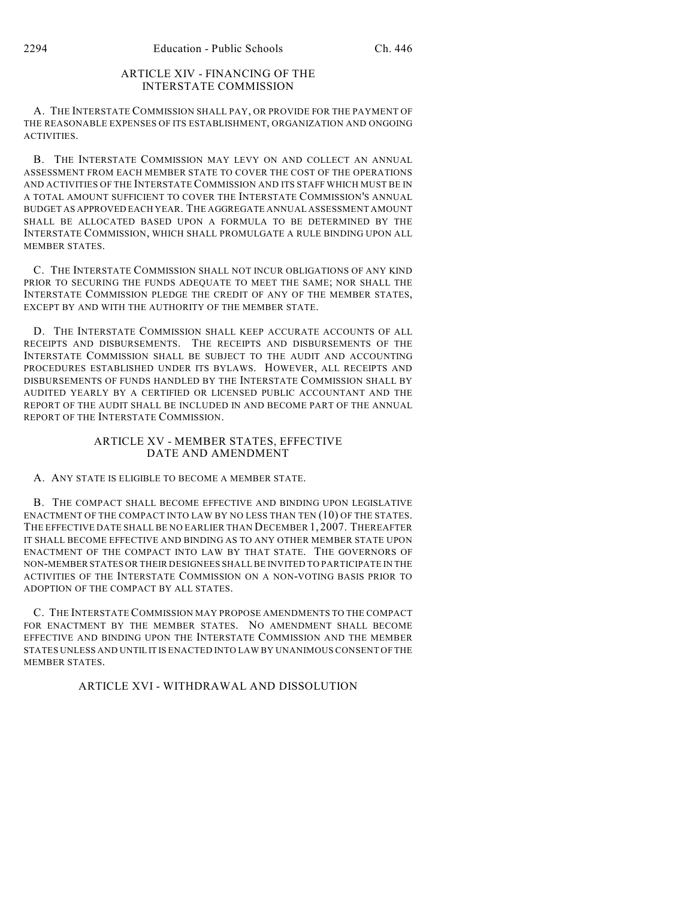## ARTICLE XIV - FINANCING OF THE INTERSTATE COMMISSION

A. THE INTERSTATE COMMISSION SHALL PAY, OR PROVIDE FOR THE PAYMENT OF THE REASONABLE EXPENSES OF ITS ESTABLISHMENT, ORGANIZATION AND ONGOING ACTIVITIES.

B. THE INTERSTATE COMMISSION MAY LEVY ON AND COLLECT AN ANNUAL ASSESSMENT FROM EACH MEMBER STATE TO COVER THE COST OF THE OPERATIONS AND ACTIVITIES OF THE INTERSTATE COMMISSION AND ITS STAFF WHICH MUST BE IN A TOTAL AMOUNT SUFFICIENT TO COVER THE INTERSTATE COMMISSION'S ANNUAL BUDGET AS APPROVED EACH YEAR. THE AGGREGATE ANNUAL ASSESSMENT AMOUNT SHALL BE ALLOCATED BASED UPON A FORMULA TO BE DETERMINED BY THE INTERSTATE COMMISSION, WHICH SHALL PROMULGATE A RULE BINDING UPON ALL MEMBER STATES.

C. THE INTERSTATE COMMISSION SHALL NOT INCUR OBLIGATIONS OF ANY KIND PRIOR TO SECURING THE FUNDS ADEQUATE TO MEET THE SAME; NOR SHALL THE INTERSTATE COMMISSION PLEDGE THE CREDIT OF ANY OF THE MEMBER STATES, EXCEPT BY AND WITH THE AUTHORITY OF THE MEMBER STATE.

D. THE INTERSTATE COMMISSION SHALL KEEP ACCURATE ACCOUNTS OF ALL RECEIPTS AND DISBURSEMENTS. THE RECEIPTS AND DISBURSEMENTS OF THE INTERSTATE COMMISSION SHALL BE SUBJECT TO THE AUDIT AND ACCOUNTING PROCEDURES ESTABLISHED UNDER ITS BYLAWS. HOWEVER, ALL RECEIPTS AND DISBURSEMENTS OF FUNDS HANDLED BY THE INTERSTATE COMMISSION SHALL BY AUDITED YEARLY BY A CERTIFIED OR LICENSED PUBLIC ACCOUNTANT AND THE REPORT OF THE AUDIT SHALL BE INCLUDED IN AND BECOME PART OF THE ANNUAL REPORT OF THE INTERSTATE COMMISSION.

## ARTICLE XV - MEMBER STATES, EFFECTIVE DATE AND AMENDMENT

A. ANY STATE IS ELIGIBLE TO BECOME A MEMBER STATE.

B. THE COMPACT SHALL BECOME EFFECTIVE AND BINDING UPON LEGISLATIVE ENACTMENT OF THE COMPACT INTO LAW BY NO LESS THAN TEN (10) OF THE STATES. THE EFFECTIVE DATE SHALL BE NO EARLIER THAN DECEMBER 1, 2007. THEREAFTER IT SHALL BECOME EFFECTIVE AND BINDING AS TO ANY OTHER MEMBER STATE UPON ENACTMENT OF THE COMPACT INTO LAW BY THAT STATE. THE GOVERNORS OF NON-MEMBER STATES OR THEIR DESIGNEES SHALL BE INVITED TO PARTICIPATE IN THE ACTIVITIES OF THE INTERSTATE COMMISSION ON A NON-VOTING BASIS PRIOR TO ADOPTION OF THE COMPACT BY ALL STATES.

C. THE INTERSTATE COMMISSION MAY PROPOSE AMENDMENTS TO THE COMPACT FOR ENACTMENT BY THE MEMBER STATES. NO AMENDMENT SHALL BECOME EFFECTIVE AND BINDING UPON THE INTERSTATE COMMISSION AND THE MEMBER STATES UNLESS AND UNTIL IT IS ENACTED INTO LAW BY UNANIMOUS CONSENT OF THE MEMBER STATES.

## ARTICLE XVI - WITHDRAWAL AND DISSOLUTION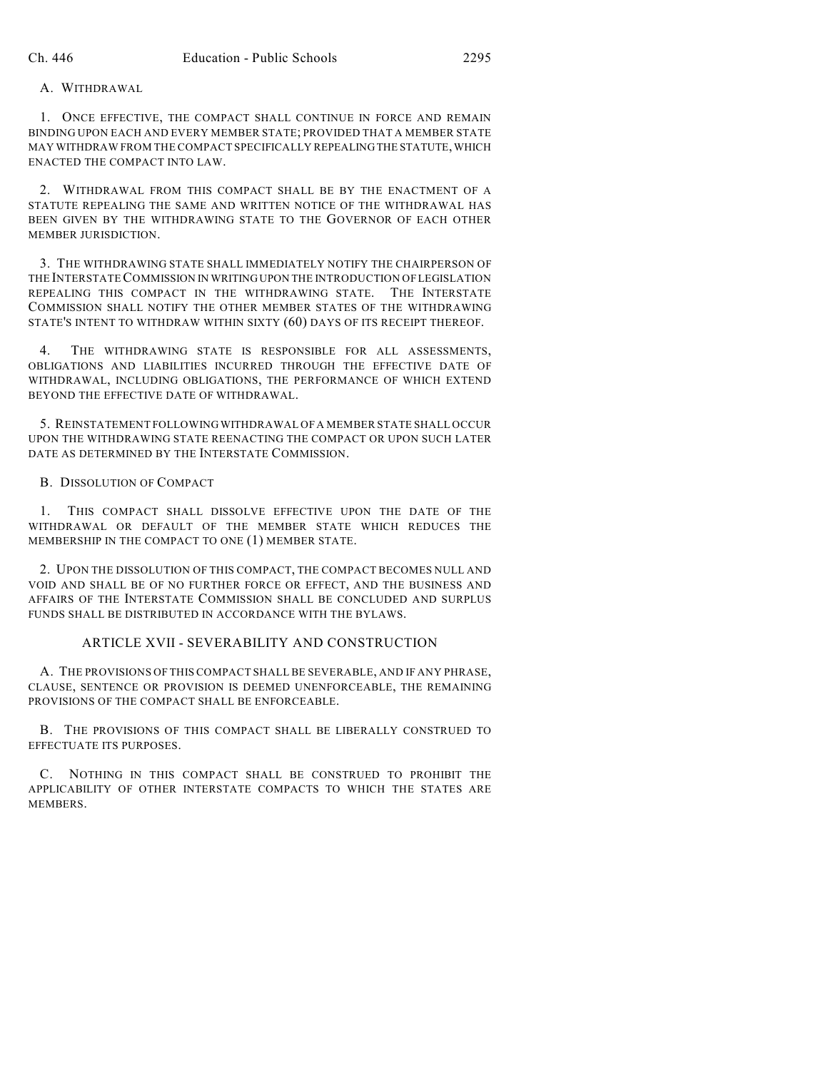A. WITHDRAWAL

1. ONCE EFFECTIVE, THE COMPACT SHALL CONTINUE IN FORCE AND REMAIN BINDING UPON EACH AND EVERY MEMBER STATE; PROVIDED THAT A MEMBER STATE MAY WITHDRAW FROM THE COMPACT SPECIFICALLY REPEALING THE STATUTE, WHICH ENACTED THE COMPACT INTO LAW.

2. WITHDRAWAL FROM THIS COMPACT SHALL BE BY THE ENACTMENT OF A STATUTE REPEALING THE SAME AND WRITTEN NOTICE OF THE WITHDRAWAL HAS BEEN GIVEN BY THE WITHDRAWING STATE TO THE GOVERNOR OF EACH OTHER MEMBER JURISDICTION.

3. THE WITHDRAWING STATE SHALL IMMEDIATELY NOTIFY THE CHAIRPERSON OF THE INTERSTATE COMMISSION IN WRITING UPON THE INTRODUCTION OF LEGISLATION REPEALING THIS COMPACT IN THE WITHDRAWING STATE. THE INTERSTATE COMMISSION SHALL NOTIFY THE OTHER MEMBER STATES OF THE WITHDRAWING STATE'S INTENT TO WITHDRAW WITHIN SIXTY (60) DAYS OF ITS RECEIPT THEREOF.

4. THE WITHDRAWING STATE IS RESPONSIBLE FOR ALL ASSESSMENTS, OBLIGATIONS AND LIABILITIES INCURRED THROUGH THE EFFECTIVE DATE OF WITHDRAWAL, INCLUDING OBLIGATIONS, THE PERFORMANCE OF WHICH EXTEND BEYOND THE EFFECTIVE DATE OF WITHDRAWAL.

5. REINSTATEMENT FOLLOWING WITHDRAWAL OF A MEMBER STATE SHALL OCCUR UPON THE WITHDRAWING STATE REENACTING THE COMPACT OR UPON SUCH LATER DATE AS DETERMINED BY THE INTERSTATE COMMISSION.

B. DISSOLUTION OF COMPACT

1. THIS COMPACT SHALL DISSOLVE EFFECTIVE UPON THE DATE OF THE WITHDRAWAL OR DEFAULT OF THE MEMBER STATE WHICH REDUCES THE MEMBERSHIP IN THE COMPACT TO ONE (1) MEMBER STATE.

2. UPON THE DISSOLUTION OF THIS COMPACT, THE COMPACT BECOMES NULL AND VOID AND SHALL BE OF NO FURTHER FORCE OR EFFECT, AND THE BUSINESS AND AFFAIRS OF THE INTERSTATE COMMISSION SHALL BE CONCLUDED AND SURPLUS FUNDS SHALL BE DISTRIBUTED IN ACCORDANCE WITH THE BYLAWS.

## ARTICLE XVII - SEVERABILITY AND CONSTRUCTION

A. THE PROVISIONS OF THIS COMPACT SHALL BE SEVERABLE, AND IF ANY PHRASE, CLAUSE, SENTENCE OR PROVISION IS DEEMED UNENFORCEABLE, THE REMAINING PROVISIONS OF THE COMPACT SHALL BE ENFORCEABLE.

B. THE PROVISIONS OF THIS COMPACT SHALL BE LIBERALLY CONSTRUED TO EFFECTUATE ITS PURPOSES.

C. NOTHING IN THIS COMPACT SHALL BE CONSTRUED TO PROHIBIT THE APPLICABILITY OF OTHER INTERSTATE COMPACTS TO WHICH THE STATES ARE MEMBERS.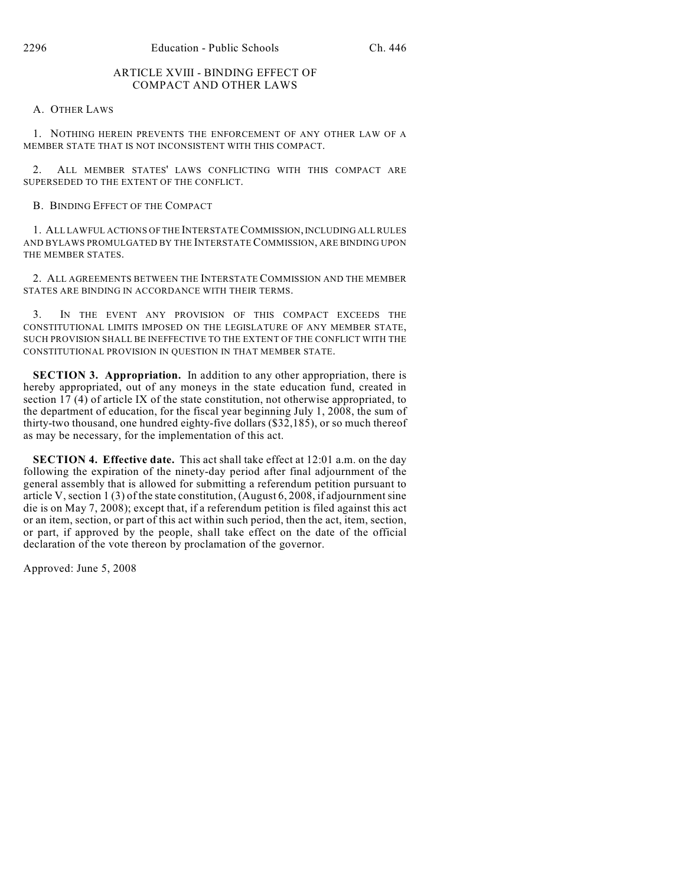## ARTICLE XVIII - BINDING EFFECT OF COMPACT AND OTHER LAWS

A. OTHER LAWS

1. NOTHING HEREIN PREVENTS THE ENFORCEMENT OF ANY OTHER LAW OF A MEMBER STATE THAT IS NOT INCONSISTENT WITH THIS COMPACT.

2. ALL MEMBER STATES' LAWS CONFLICTING WITH THIS COMPACT ARE SUPERSEDED TO THE EXTENT OF THE CONFLICT.

B. BINDING EFFECT OF THE COMPACT

1. ALL LAWFUL ACTIONS OF THE INTERSTATE COMMISSION, INCLUDING ALL RULES AND BYLAWS PROMULGATED BY THE INTERSTATE COMMISSION, ARE BINDING UPON THE MEMBER STATES.

2. ALL AGREEMENTS BETWEEN THE INTERSTATE COMMISSION AND THE MEMBER STATES ARE BINDING IN ACCORDANCE WITH THEIR TERMS.

3. IN THE EVENT ANY PROVISION OF THIS COMPACT EXCEEDS THE CONSTITUTIONAL LIMITS IMPOSED ON THE LEGISLATURE OF ANY MEMBER STATE, SUCH PROVISION SHALL BE INEFFECTIVE TO THE EXTENT OF THE CONFLICT WITH THE CONSTITUTIONAL PROVISION IN QUESTION IN THAT MEMBER STATE.

**SECTION 3. Appropriation.** In addition to any other appropriation, there is hereby appropriated, out of any moneys in the state education fund, created in section 17 (4) of article IX of the state constitution, not otherwise appropriated, to the department of education, for the fiscal year beginning July 1, 2008, the sum of thirty-two thousand, one hundred eighty-five dollars ($32,185), or so much thereof as may be necessary, for the implementation of this act.

**SECTION 4. Effective date.** This act shall take effect at 12:01 a.m. on the day following the expiration of the ninety-day period after final adjournment of the general assembly that is allowed for submitting a referendum petition pursuant to article V, section 1 (3) of the state constitution, (August 6, 2008, if adjournment sine die is on May 7, 2008); except that, if a referendum petition is filed against this act or an item, section, or part of this act within such period, then the act, item, section, or part, if approved by the people, shall take effect on the date of the official declaration of the vote thereon by proclamation of the governor.

Approved: June 5, 2008